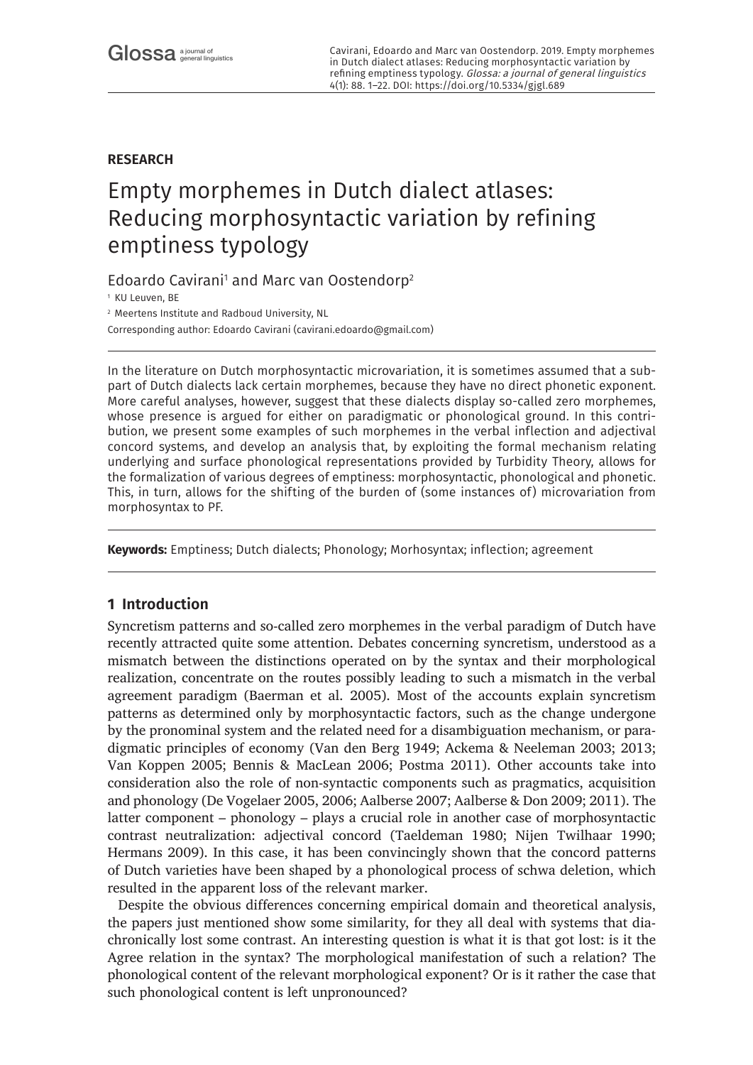**RESEARCH**

# Empty morphemes in Dutch dialect atlases: Reducing morphosyntactic variation by refining emptiness typology

Edoardo Cavirani[1] and Marc van Oostendorp[2]

[1] KU Leuven, BE

[2] Meertens Institute and Radboud University, NL

Corresponding author: Edoardo Cavirani (cavirani.edoardo@gmail.com)

In the literature on Dutch morphosyntactic microvariation, it is sometimes assumed that a subpart of Dutch dialects lack certain morphemes, because they have no direct phonetic exponent. More careful analyses, however, suggest that these dialects display so-called zero morphemes, whose presence is argued for either on paradigmatic or phonological ground. In this contribution, we present some examples of such morphemes in the verbal inflection and adjectival concord systems, and develop an analysis that, by exploiting the formal mechanism relating underlying and surface phonological representations provided by Turbidity Theory, allows for the formalization of various degrees of emptiness: morphosyntactic, phonological and phonetic. This, in turn, allows for the shifting of the burden of (some instances of) microvariation from morphosyntax to PF.

**Keywords:** Emptiness; Dutch dialects; Phonology; Morhosyntax; inflection; agreement

## 1 Introduction

Syncretism patterns and so-called zero morphemes in the verbal paradigm of Dutch have recently attracted quite some attention. Debates concerning syncretism, understood as a mismatch between the distinctions operated on by the syntax and their morphological realization, concentrate on the routes possibly leading to such a mismatch in the verbal agreement paradigm (Baerman et al. 2005). Most of the accounts explain syncretism patterns as determined only by morphosyntactic factors, such as the change undergone by the pronominal system and the related need for a disambiguation mechanism, or paradigmatic principles of economy (Van den Berg 1949; Ackema & Neeleman 2003; 2013; Van Koppen 2005; Bennis & MacLean 2006; Postma 2011). Other accounts take into consideration also the role of non-syntactic components such as pragmatics, acquisition and phonology (De Vogelaer 2005, 2006; Aalberse 2007; Aalberse & Don 2009; 2011). The latter component – phonology – plays a crucial role in another case of morphosyntactic contrast neutralization: adjectival concord (Taeldeman 1980; Nijen Twilhaar 1990; Hermans 2009). In this case, it has been convincingly shown that the concord patterns of Dutch varieties have been shaped by a phonological process of schwa deletion, which resulted in the apparent loss of the relevant marker.

Despite the obvious differences concerning empirical domain and theoretical analysis, the papers just mentioned show some similarity, for they all deal with systems that diachronically lost some contrast. An interesting question is what it is that got lost: is it the Agree relation in the syntax? The morphological manifestation of such a relation? The phonological content of the relevant morphological exponent? Or is it rather the case that such phonological content is left unpronounced?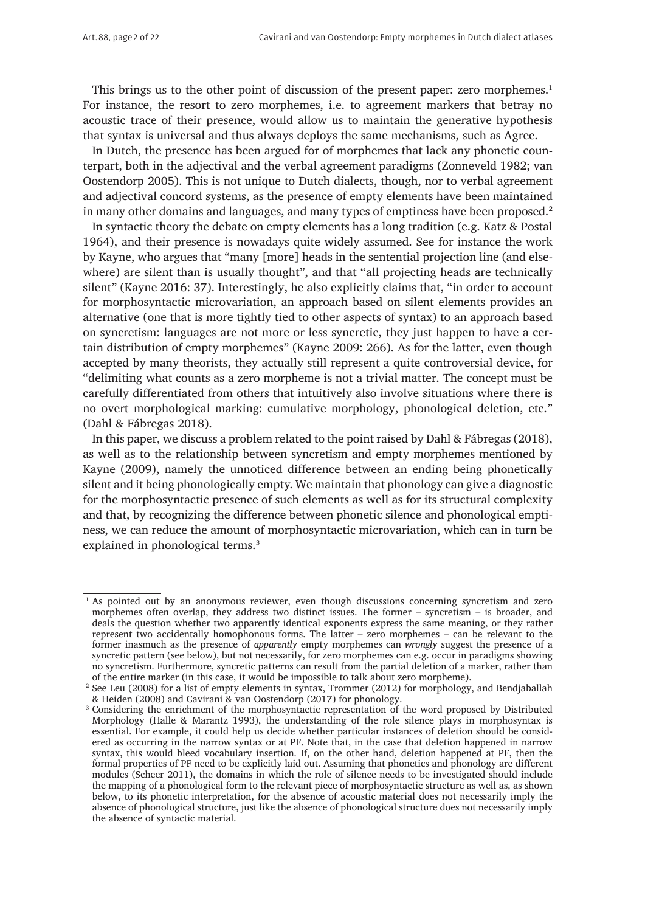This brings us to the other point of discussion of the present paper: zero morphemes.[1] For instance, the resort to zero morphemes, i.e. to agreement markers that betray no acoustic trace of their presence, would allow us to maintain the generative hypothesis that syntax is universal and thus always deploys the same mechanisms, such as Agree.

In Dutch, the presence has been argued for of morphemes that lack any phonetic counterpart, both in the adjectival and the verbal agreement paradigms (Zonneveld 1982; van Oostendorp 2005). This is not unique to Dutch dialects, though, nor to verbal agreement and adjectival concord systems, as the presence of empty elements have been maintained in many other domains and languages, and many types of emptiness have been proposed.[2]

In syntactic theory the debate on empty elements has a long tradition (e.g. Katz & Postal 1964), and their presence is nowadays quite widely assumed. See for instance the work by Kayne, who argues that "many [more] heads in the sentential projection line (and elsewhere) are silent than is usually thought", and that "all projecting heads are technically silent" (Kayne 2016: 37). Interestingly, he also explicitly claims that, "in order to account for morphosyntactic microvariation, an approach based on silent elements provides an alternative (one that is more tightly tied to other aspects of syntax) to an approach based on syncretism: languages are not more or less syncretic, they just happen to have a certain distribution of empty morphemes" (Kayne 2009: 266). As for the latter, even though accepted by many theorists, they actually still represent a quite controversial device, for "delimiting what counts as a zero morpheme is not a trivial matter. The concept must be carefully differentiated from others that intuitively also involve situations where there is no overt morphological marking: cumulative morphology, phonological deletion, etc." (Dahl & Fábregas 2018).

In this paper, we discuss a problem related to the point raised by Dahl & Fábregas (2018), as well as to the relationship between syncretism and empty morphemes mentioned by Kayne (2009), namely the unnoticed difference between an ending being phonetically silent and it being phonologically empty. We maintain that phonology can give a diagnostic for the morphosyntactic presence of such elements as well as for its structural complexity and that, by recognizing the difference between phonetic silence and phonological emptiness, we can reduce the amount of morphosyntactic microvariation, which can in turn be explained in phonological terms.[3]

---

[1] As pointed out by an anonymous reviewer, even though discussions concerning syncretism and zero morphemes often overlap, they address two distinct issues. The former – syncretism – is broader, and deals the question whether two apparently identical exponents express the same meaning, or they rather represent two accidentally homophonous forms. The latter – zero morphemes – can be relevant to the former inasmuch as the presence of *apparently* empty morphemes can *wrongly* suggest the presence of a syncretic pattern (see below), but not necessarily, for zero morphemes can e.g. occur in paradigms showing no syncretism. Furthermore, syncretic patterns can result from the partial deletion of a marker, rather than of the entire marker (in this case, it would be impossible to talk about zero morpheme).

[2] See Leu (2008) for a list of empty elements in syntax, Trommer (2012) for morphology, and Bendjaballah & Heiden (2008) and Cavirani & van Oostendorp (2017) for phonology.

[3] Considering the enrichment of the morphosyntactic representation of the word proposed by Distributed Morphology (Halle & Marantz 1993), the understanding of the role silence plays in morphosyntax is essential. For example, it could help us decide whether particular instances of deletion should be considered as occurring in the narrow syntax or at PF. Note that, in the case that deletion happened in narrow syntax, this would bleed vocabulary insertion. If, on the other hand, deletion happened at PF, then the formal properties of PF need to be explicitly laid out. Assuming that phonetics and phonology are different modules (Scheer 2011), the domains in which the role of silence needs to be investigated should include the mapping of a phonological form to the relevant piece of morphosyntactic structure as well as, as shown below, to its phonetic interpretation, for the absence of acoustic material does not necessarily imply the absence of phonological structure, just like the absence of phonological structure does not necessarily imply the absence of syntactic material.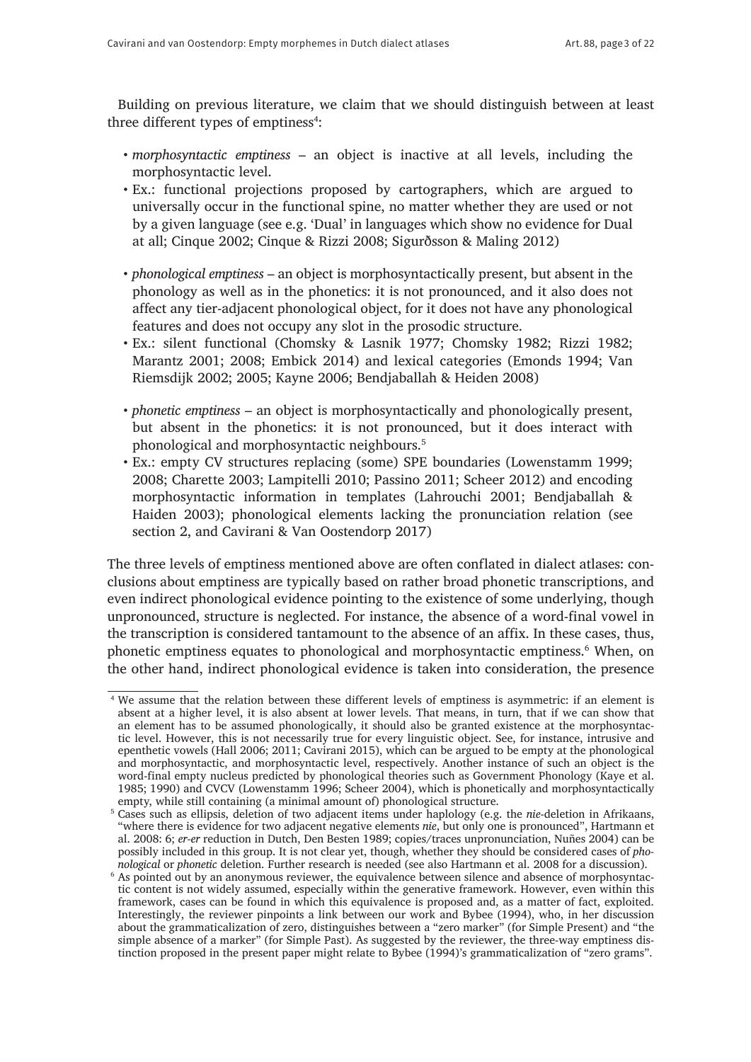Building on previous literature, we claim that we should distinguish between at least three different types of emptiness[4]:

- *morphosyntactic emptiness* – an object is inactive at all levels, including the morphosyntactic level.
- Ex.: functional projections proposed by cartographers, which are argued to universally occur in the functional spine, no matter whether they are used or not by a given language (see e.g. 'Dual' in languages which show no evidence for Dual at all; Cinque 2002; Cinque & Rizzi 2008; Sigurðsson & Maling 2012)

- *phonological emptiness* – an object is morphosyntactically present, but absent in the phonology as well as in the phonetics: it is not pronounced, and it also does not affect any tier-adjacent phonological object, for it does not have any phonological features and does not occupy any slot in the prosodic structure.
- Ex.: silent functional (Chomsky & Lasnik 1977; Chomsky 1982; Rizzi 1982; Marantz 2001; 2008; Embick 2014) and lexical categories (Emonds 1994; Van Riemsdijk 2002; 2005; Kayne 2006; Bendjaballah & Heiden 2008)

- *phonetic emptiness* – an object is morphosyntactically and phonologically present, but absent in the phonetics: it is not pronounced, but it does interact with phonological and morphosyntactic neighbours.[5]
- Ex.: empty CV structures replacing (some) SPE boundaries (Lowenstamm 1999; 2008; Charette 2003; Lampitelli 2010; Passino 2011; Scheer 2012) and encoding morphosyntactic information in templates (Lahrouchi 2001; Bendjaballah & Haiden 2003); phonological elements lacking the pronunciation relation (see section 2, and Cavirani & Van Oostendorp 2017)

The three levels of emptiness mentioned above are often conflated in dialect atlases: conclusions about emptiness are typically based on rather broad phonetic transcriptions, and even indirect phonological evidence pointing to the existence of some underlying, though unpronounced, structure is neglected. For instance, the absence of a word-final vowel in the transcription is considered tantamount to the absence of an affix. In these cases, thus, phonetic emptiness equates to phonological and morphosyntactic emptiness.[6] When, on the other hand, indirect phonological evidence is taken into consideration, the presence

---

[4] We assume that the relation between these different levels of emptiness is asymmetric: if an element is absent at a higher level, it is also absent at lower levels. That means, in turn, that if we can show that an element has to be assumed phonologically, it should also be granted existence at the morphosyntactic level. However, this is not necessarily true for every linguistic object. See, for instance, intrusive and epenthetic vowels (Hall 2006; 2011; Cavirani 2015), which can be argued to be empty at the phonological and morphosyntactic, and morphosyntactic level, respectively. Another instance of such an object is the word-final empty nucleus predicted by phonological theories such as Government Phonology (Kaye et al. 1985; 1990) and CVCV (Lowenstamm 1996; Scheer 2004), which is phonetically and morphosyntactically empty, while still containing (a minimal amount of) phonological structure.

[5] Cases such as ellipsis, deletion of two adjacent items under haplology (e.g. the *nie*-deletion in Afrikaans, "where there is evidence for two adjacent negative elements *nie*, but only one is pronounced", Hartmann et al. 2008: 6; *er-er* reduction in Dutch, Den Besten 1989; copies/traces unpronunciation, Nuñes 2004) can be possibly included in this group. It is not clear yet, though, whether they should be considered cases of *phonological* or *phonetic* deletion. Further research is needed (see also Hartmann et al. 2008 for a discussion).

[6] As pointed out by an anonymous reviewer, the equivalence between silence and absence of morphosyntactic content is not widely assumed, especially within the generative framework. However, even within this framework, cases can be found in which this equivalence is proposed and, as a matter of fact, exploited. Interestingly, the reviewer pinpoints a link between our work and Bybee (1994), who, in her discussion about the grammaticalization of zero, distinguishes between a "zero marker" (for Simple Present) and "the simple absence of a marker" (for Simple Past). As suggested by the reviewer, the three-way emptiness distinction proposed in the present paper might relate to Bybee (1994)'s grammaticalization of "zero grams".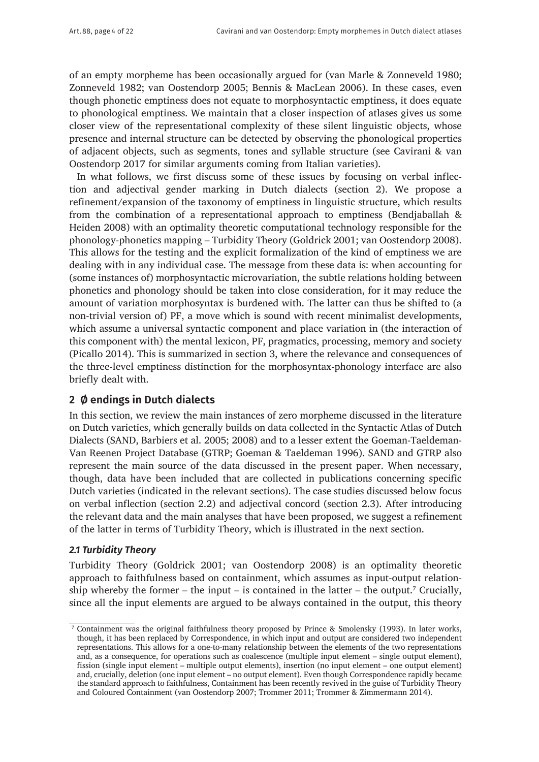of an empty morpheme has been occasionally argued for (van Marle & Zonneveld 1980; Zonneveld 1982; van Oostendorp 2005; Bennis & MacLean 2006). In these cases, even though phonetic emptiness does not equate to morphosyntactic emptiness, it does equate to phonological emptiness. We maintain that a closer inspection of atlases gives us some closer view of the representational complexity of these silent linguistic objects, whose presence and internal structure can be detected by observing the phonological properties of adjacent objects, such as segments, tones and syllable structure (see Cavirani & van Oostendorp 2017 for similar arguments coming from Italian varieties).

In what follows, we first discuss some of these issues by focusing on verbal inflection and adjectival gender marking in Dutch dialects (section 2). We propose a refinement/expansion of the taxonomy of emptiness in linguistic structure, which results from the combination of a representational approach to emptiness (Bendjaballah & Heiden 2008) with an optimality theoretic computational technology responsible for the phonology-phonetics mapping – Turbidity Theory (Goldrick 2001; van Oostendorp 2008). This allows for the testing and the explicit formalization of the kind of emptiness we are dealing with in any individual case. The message from these data is: when accounting for (some instances of) morphosyntactic microvariation, the subtle relations holding between phonetics and phonology should be taken into close consideration, for it may reduce the amount of variation morphosyntax is burdened with. The latter can thus be shifted to (a non-trivial version of) PF, a move which is sound with recent minimalist developments, which assume a universal syntactic component and place variation in (the interaction of this component with) the mental lexicon, PF, pragmatics, processing, memory and society (Picallo 2014). This is summarized in section 3, where the relevance and consequences of the three-level emptiness distinction for the morphosyntax-phonology interface are also briefly dealt with.

## 2 Ø endings in Dutch dialects

In this section, we review the main instances of zero morpheme discussed in the literature on Dutch varieties, which generally builds on data collected in the Syntactic Atlas of Dutch Dialects (SAND, Barbiers et al. 2005; 2008) and to a lesser extent the Goeman-Taeldeman-Van Reenen Project Database (GTRP; Goeman & Taeldeman 1996). SAND and GTRP also represent the main source of the data discussed in the present paper. When necessary, though, data have been included that are collected in publications concerning specific Dutch varieties (indicated in the relevant sections). The case studies discussed below focus on verbal inflection (section 2.2) and adjectival concord (section 2.3). After introducing the relevant data and the main analyses that have been proposed, we suggest a refinement of the latter in terms of Turbidity Theory, which is illustrated in the next section.

### *2.1 Turbidity Theory*

Turbidity Theory (Goldrick 2001; van Oostendorp 2008) is an optimality theoretic approach to faithfulness based on containment, which assumes as input-output relationship whereby the former – the input – is contained in the latter – the output.[7] Crucially, since all the input elements are argued to be always contained in the output, this theory

[7] Containment was the original faithfulness theory proposed by Prince & Smolensky (1993). In later works, though, it has been replaced by Correspondence, in which input and output are considered two independent representations. This allows for a one-to-many relationship between the elements of the two representations and, as a consequence, for operations such as coalescence (multiple input element – single output element), fission (single input element – multiple output elements), insertion (no input element – one output element) and, crucially, deletion (one input element – no output element). Even though Correspondence rapidly became the standard approach to faithfulness, Containment has been recently revived in the guise of Turbidity Theory and Coloured Containment (van Oostendorp 2007; Trommer 2011; Trommer & Zimmermann 2014).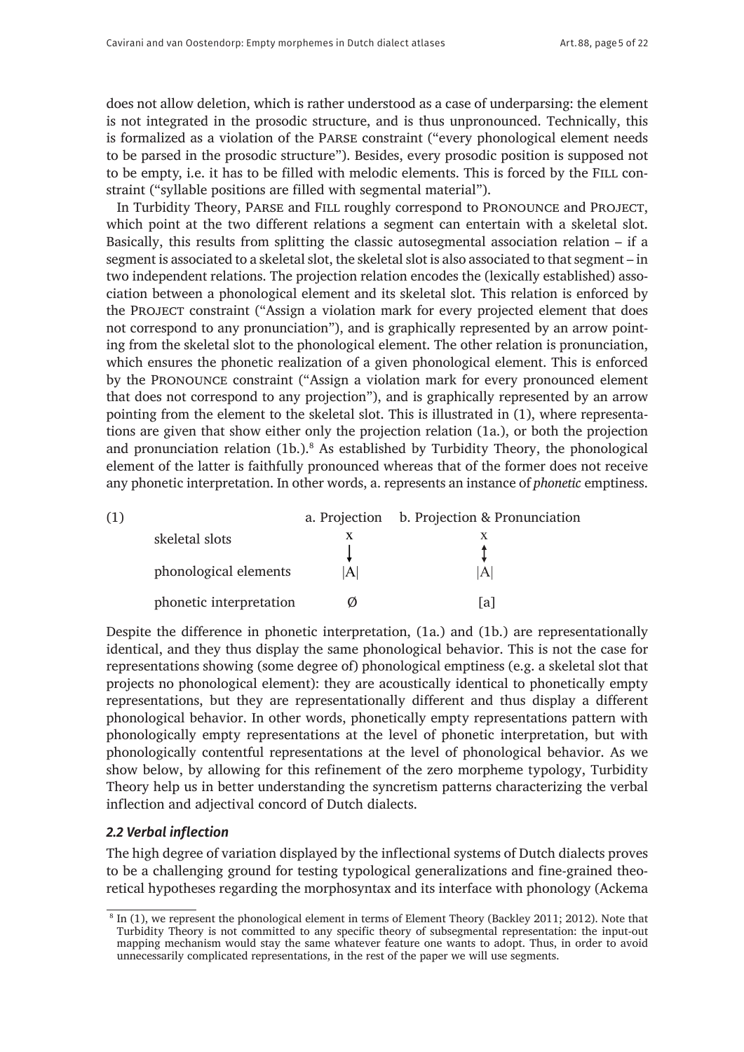does not allow deletion, which is rather understood as a case of underparsing: the element is not integrated in the prosodic structure, and is thus unpronounced. Technically, this is formalized as a violation of the PARSE constraint ("every phonological element needs to be parsed in the prosodic structure"). Besides, every prosodic position is supposed not to be empty, i.e. it has to be filled with melodic elements. This is forced by the FILL constraint ("syllable positions are filled with segmental material").

In Turbidity Theory, PARSE and FILL roughly correspond to PRONOUNCE and PROJECT, which point at the two different relations a segment can entertain with a skeletal slot. Basically, this results from splitting the classic autosegmental association relation – if a segment is associated to a skeletal slot, the skeletal slot is also associated to that segment – in two independent relations. The projection relation encodes the (lexically established) association between a phonological element and its skeletal slot. This relation is enforced by the PROJECT constraint ("Assign a violation mark for every projected element that does not correspond to any pronunciation"), and is graphically represented by an arrow pointing from the skeletal slot to the phonological element. The other relation is pronunciation, which ensures the phonetic realization of a given phonological element. This is enforced by the PRONOUNCE constraint ("Assign a violation mark for every pronounced element that does not correspond to any projection"), and is graphically represented by an arrow pointing from the element to the skeletal slot. This is illustrated in (1), where representations are given that show either only the projection relation (1a.), or both the projection and pronunciation relation (1b.).[8] As established by Turbidity Theory, the phonological element of the latter is faithfully pronounced whereas that of the former does not receive any phonetic interpretation. In other words, a. represents an instance of *phonetic* emptiness.

(1)

| | a. Projection | b. Projection & Pronunciation |
|---|---|---|
| skeletal slots | x | x |
| | ↓ | ↕ |
| phonological elements | \|A\| | \|A\| |
| phonetic interpretation | Ø | [a] |

Despite the difference in phonetic interpretation, (1a.) and (1b.) are representationally identical, and they thus display the same phonological behavior. This is not the case for representations showing (some degree of) phonological emptiness (e.g. a skeletal slot that projects no phonological element): they are acoustically identical to phonetically empty representations, but they are representationally different and thus display a different phonological behavior. In other words, phonetically empty representations pattern with phonologically empty representations at the level of phonetic interpretation, but with phonologically contentful representations at the level of phonological behavior. As we show below, by allowing for this refinement of the zero morpheme typology, Turbidity Theory help us in better understanding the syncretism patterns characterizing the verbal inflection and adjectival concord of Dutch dialects.

### *2.2 Verbal inflection*

The high degree of variation displayed by the inflectional systems of Dutch dialects proves to be a challenging ground for testing typological generalizations and fine-grained theoretical hypotheses regarding the morphosyntax and its interface with phonology (Ackema

[8] In (1), we represent the phonological element in terms of Element Theory (Backley 2011; 2012). Note that Turbidity Theory is not committed to any specific theory of subsegmental representation: the input-out mapping mechanism would stay the same whatever feature one wants to adopt. Thus, in order to avoid unnecessarily complicated representations, in the rest of the paper we will use segments.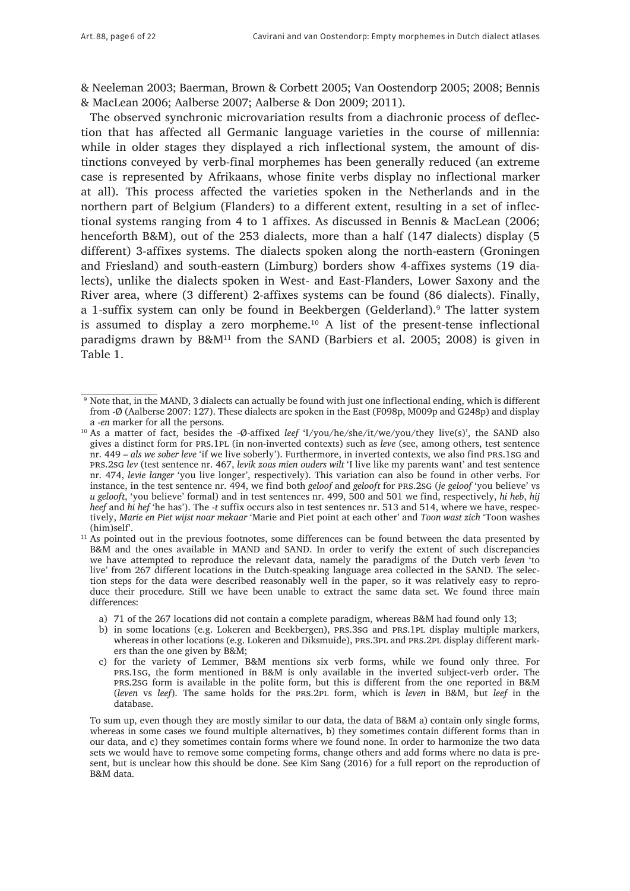& Neeleman 2003; Baerman, Brown & Corbett 2005; Van Oostendorp 2005; 2008; Bennis & MacLean 2006; Aalberse 2007; Aalberse & Don 2009; 2011).

The observed synchronic microvariation results from a diachronic process of deflection that has affected all Germanic language varieties in the course of millennia: while in older stages they displayed a rich inflectional system, the amount of distinctions conveyed by verb-final morphemes has been generally reduced (an extreme case is represented by Afrikaans, whose finite verbs display no inflectional marker at all). This process affected the varieties spoken in the Netherlands and in the northern part of Belgium (Flanders) to a different extent, resulting in a set of inflectional systems ranging from 4 to 1 affixes. As discussed in Bennis & MacLean (2006; henceforth B&M), out of the 253 dialects, more than a half (147 dialects) display (5 different) 3-affixes systems. The dialects spoken along the north-eastern (Groningen and Friesland) and south-eastern (Limburg) borders show 4-affixes systems (19 dialects), unlike the dialects spoken in West- and East-Flanders, Lower Saxony and the River area, where (3 different) 2-affixes systems can be found (86 dialects). Finally, a 1-suffix system can only be found in Beekbergen (Gelderland).[9] The latter system is assumed to display a zero morpheme.[10] A list of the present-tense inflectional paradigms drawn by B&M[11] from the SAND (Barbiers et al. 2005; 2008) is given in Table 1.

---

[9] Note that, in the MAND, 3 dialects can actually be found with just one inflectional ending, which is different from -Ø (Aalberse 2007: 127). These dialects are spoken in the East (F098p, M009p and G248p) and display a *-en* marker for all the persons.

[10] As a matter of fact, besides the -Ø-affixed *leef* 'I/you/he/she/it/we/you/they live(s)', the SAND also gives a distinct form for PRS.1PL (in non-inverted contexts) such as *leve* (see, among others, test sentence nr. 449 – *als we sober leve* 'if we live soberly'). Furthermore, in inverted contexts, we also find PRS.1SG and PRS.2SG *lev* (test sentence nr. 467, *levik zoas mien ouders wilt* 'I live like my parents want' and test sentence nr. 474, *levie langer* 'you live longer', respectively). This variation can also be found in other verbs. For instance, in the test sentence nr. 494, we find both *geloof* and *gelooft* for PRS.2SG (*je geloof* 'you believe' vs *u gelooft*, 'you believe' formal) and in test sentences nr. 499, 500 and 501 we find, respectively, *hi heb*, *hij heef* and *hi hef* 'he has'). The *-t* suffix occurs also in test sentences nr. 513 and 514, where we have, respectively, *Marie en Piet wijst noar mekaar* 'Marie and Piet point at each other' and *Toon wast zich* 'Toon washes (him)self'.

[11] As pointed out in the previous footnotes, some differences can be found between the data presented by B&M and the ones available in MAND and SAND. In order to verify the extent of such discrepancies we have attempted to reproduce the relevant data, namely the paradigms of the Dutch verb *leven* 'to live' from 267 different locations in the Dutch-speaking language area collected in the SAND. The selection steps for the data were described reasonably well in the paper, so it was relatively easy to reproduce their procedure. Still we have been unable to extract the same data set. We found three main differences:

a) 71 of the 267 locations did not contain a complete paradigm, whereas B&M had found only 13;
b) in some locations (e.g. Lokeren and Beekbergen), PRS.3SG and PRS.1PL display multiple markers, whereas in other locations (e.g. Lokeren and Diksmuide), PRS.3PL and PRS.2PL display different markers than the one given by B&M;
c) for the variety of Lemmer, B&M mentions six verb forms, while we found only three. For PRS.1SG, the form mentioned in B&M is only available in the inverted subject-verb order. The PRS.2SG form is available in the polite form, but this is different from the one reported in B&M (*leven* vs *leef*). The same holds for the PRS.2PL form, which is *leven* in B&M, but *leef* in the database.

To sum up, even though they are mostly similar to our data, the data of B&M a) contain only single forms, whereas in some cases we found multiple alternatives, b) they sometimes contain different forms than in our data, and c) they sometimes contain forms where we found none. In order to harmonize the two data sets we would have to remove some competing forms, change others and add forms where no data is present, but is unclear how this should be done. See Kim Sang (2016) for a full report on the reproduction of B&M data.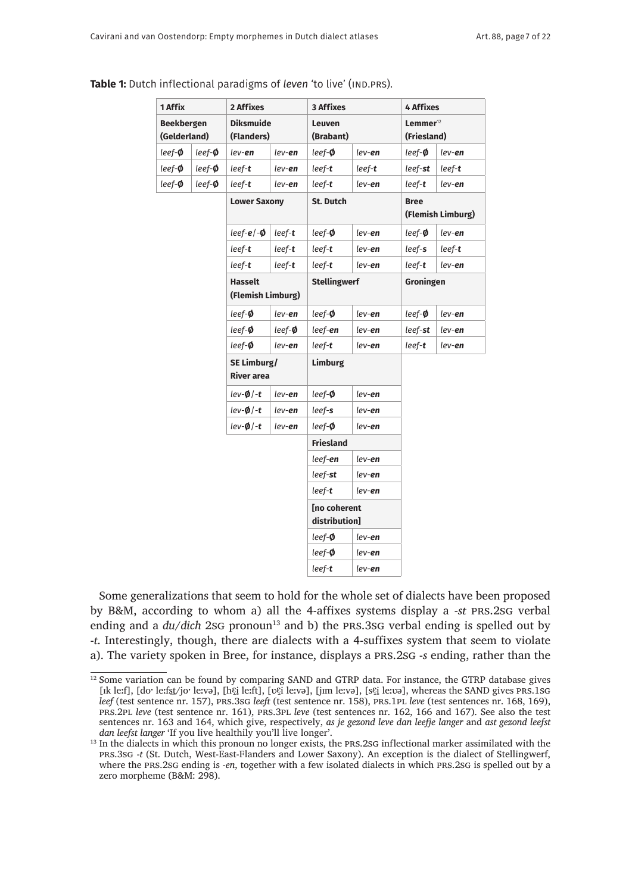**Table 1:** Dutch inflectional paradigms of *leven* 'to live' (IND.PRS).

| **1 Affix** | | **2 Affixes** | | **3 Affixes** | | **4 Affixes** | |
|---|---|---|---|---|---|---|---|
| **Beekbergen (Gelderland)** | | **Diksmuide (Flanders)** | | **Leuven (Brabant)** | | **Lemmer[12] (Friesland)** | |
| *leef*-***Ø*** | *leef*-***Ø*** | *lev*-***en*** | *lev*-***en*** | *leef*-***Ø*** | *lev*-***en*** | *leef*-***Ø*** | *lev*-***en*** |
| *leef*-***Ø*** | *leef*-***Ø*** | *leef*-***t*** | *lev*-***en*** | *leef*-***t*** | *leef*-***t*** | *leef*-***st*** | *leef*-***t*** |
| *leef*-***Ø*** | *leef*-***Ø*** | *leef*-***t*** | *lev*-***en*** | *leef*-***t*** | *lev*-***en*** | *leef*-***t*** | *lev*-***en*** |
| | | **Lower Saxony** | | **St. Dutch** | | **Bree (Flemish Limburg)** | |
| | | *leef*-***e***/-***Ø*** | *leef*-***t*** | *leef*-***Ø*** | *lev*-***en*** | *leef*-***Ø*** | *lev*-***en*** |
| | | *leef*-***t*** | *leef*-***t*** | *leef*-***t*** | *lev*-***en*** | *leef*-***s*** | *leef*-***t*** |
| | | *leef*-***t*** | *leef*-***t*** | *leef*-***t*** | *lev*-***en*** | *leef*-***t*** | *lev*-***en*** |
| | | **Hasselt (Flemish Limburg)** | | **Stellingwerf** | | **Groningen** | |
| | | *leef*-***Ø*** | *lev*-***en*** | *leef*-***Ø*** | *lev*-***en*** | *leef*-***Ø*** | *lev*-***en*** |
| | | *leef*-***Ø*** | *leef*-***Ø*** | *leef*-***en*** | *lev*-***en*** | *leef*-***st*** | *lev*-***en*** |
| | | *leef*-***Ø*** | *lev*-***en*** | *leef*-***t*** | *lev*-***en*** | *leef*-***t*** | *lev*-***en*** |
| | | **SE Limburg/ River area** | | **Limburg** | | | |
| | | *lev*-***Ø***/-***t*** | *lev*-***en*** | *leef*-***Ø*** | *lev*-***en*** | | |
| | | *lev*-***Ø***/-***t*** | *lev*-***en*** | *leef*-***s*** | *lev*-***en*** | | |
| | | *lev*-***Ø***/-***t*** | *lev*-***en*** | *leef*-***Ø*** | *lev*-***en*** | | |
| | | | | **Friesland** | | | |
| | | | | *leef*-***en*** | *lev*-***en*** | | |
| | | | | *leef*-***st*** | *lev*-***en*** | | |
| | | | | *leef*-***t*** | *lev*-***en*** | | |
| | | | | **[no coherent distribution]** | | | |
| | | | | *leef*-***Ø*** | *lev*-***en*** | | |
| | | | | *leef*-***Ø*** | *lev*-***en*** | | |
| | | | | *leef*-***t*** | *lev*-***en*** | | |

Some generalizations that seem to hold for the whole set of dialects have been proposed by B&M, according to whom a) all the 4-affixes systems display a *-st* PRS.2SG verbal ending and a *du/dich* 2SG pronoun[13] and b) the PRS.3SG verbal ending is spelled out by *-t*. Interestingly, though, there are dialects with a 4-suffixes system that seem to violate a). The variety spoken in Bree, for instance, displays a PRS.2SG *-s* ending, rather than the

---

[12] Some variation can be found by comparing SAND and GTRP data. For instance, the GTRP database gives [ɪk leːf], [doˑ leːfs̠t/joˑ leːvə], [hɛ̞i leːft], [ʋɛ̞i leːvə], [jɪm leːvə], [sɛ̞i leːʋə], whereas the SAND gives PRS.1SG *leef* (test sentence nr. 157), PRS.3SG *leeft* (test sentence nr. 158), PRS.1PL *leve* (test sentences nr. 168, 169), PRS.2PL *leve* (test sentence nr. 161), PRS.3PL *leve* (test sentences nr. 162, 166 and 167). See also the test sentences nr. 163 and 164, which give, respectively, *as je gezond leve dan leefje langer* and *ast gezond leefst dan leefst langer* 'If you live healthily you'll live longer'.

[13] In the dialects in which this pronoun no longer exists, the PRS.2SG inflectional marker assimilated with the PRS.3SG *-t* (St. Dutch, West-East-Flanders and Lower Saxony). An exception is the dialect of Stellingwerf, where the PRS.2SG ending is *-en*, together with a few isolated dialects in which PRS.2SG is spelled out by a zero morpheme (B&M: 298).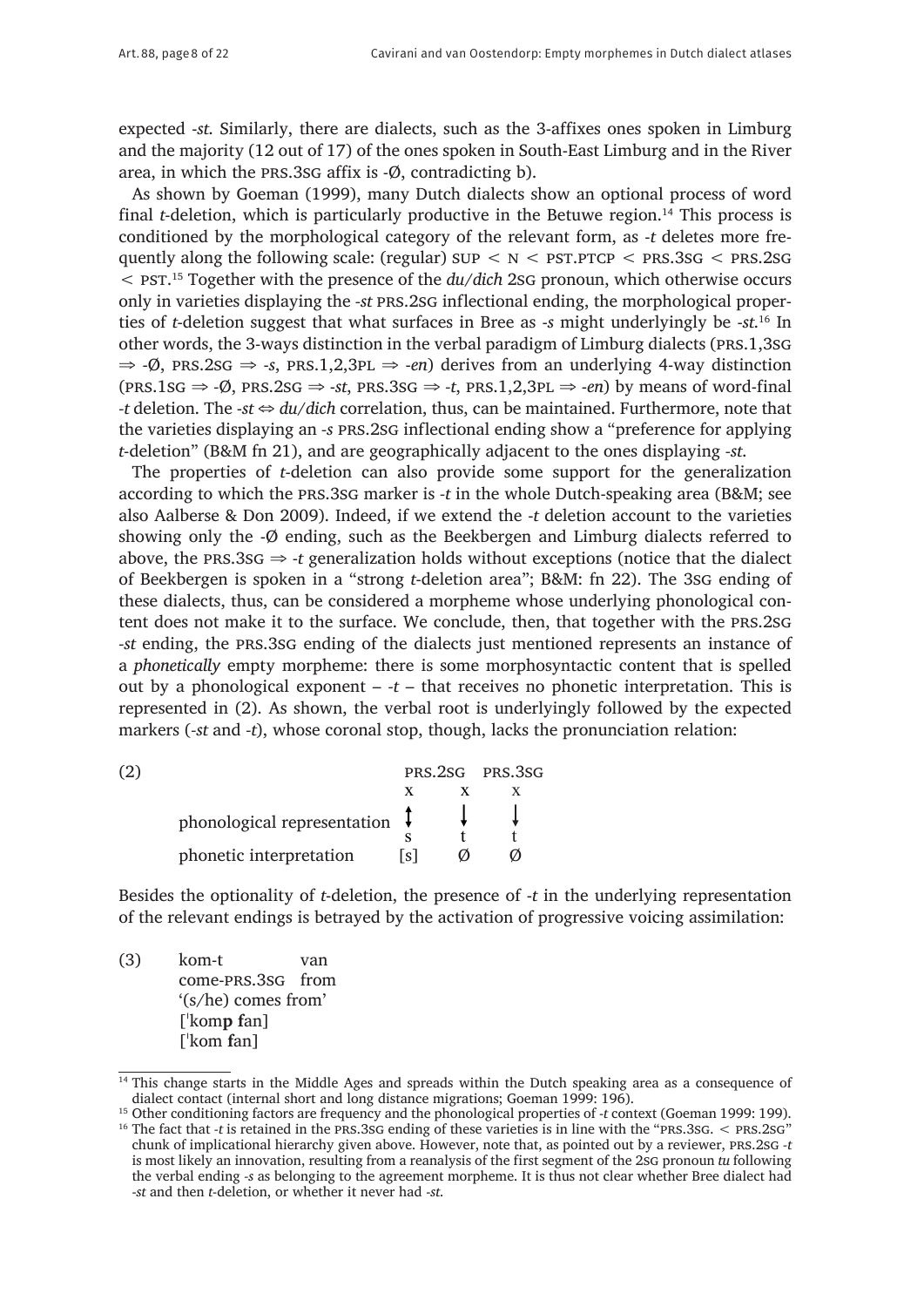expected *-st*. Similarly, there are dialects, such as the 3-affixes ones spoken in Limburg and the majority (12 out of 17) of the ones spoken in South-East Limburg and in the River area, in which the PRS.3SG affix is -Ø, contradicting b).

As shown by Goeman (1999), many Dutch dialects show an optional process of word final *t*-deletion, which is particularly productive in the Betuwe region.[14] This process is conditioned by the morphological category of the relevant form, as *-t* deletes more frequently along the following scale: (regular) SUP < N < PST.PTCP < PRS.3SG < PRS.2SG < PST.[15] Together with the presence of the *du/dich* 2SG pronoun, which otherwise occurs only in varieties displaying the *-st* PRS.2SG inflectional ending, the morphological properties of *t*-deletion suggest that what surfaces in Bree as *-s* might underlyingly be *-st*.[16] In other words, the 3-ways distinction in the verbal paradigm of Limburg dialects (PRS.1,3SG ⇒ -Ø, PRS.2SG ⇒ *-s*, PRS.1,2,3PL ⇒ *-en*) derives from an underlying 4-way distinction (PRS.1SG ⇒ -Ø, PRS.2SG ⇒ *-st*, PRS.3SG ⇒ *-t*, PRS.1,2,3PL ⇒ *-en*) by means of word-final *-t* deletion. The *-st* ⇔ *du/dich* correlation, thus, can be maintained. Furthermore, note that the varieties displaying an *-s* PRS.2SG inflectional ending show a "preference for applying *t*-deletion" (B&M fn 21), and are geographically adjacent to the ones displaying *-st*.

The properties of *t*-deletion can also provide some support for the generalization according to which the PRS.3SG marker is *-t* in the whole Dutch-speaking area (B&M; see also Aalberse & Don 2009). Indeed, if we extend the *-t* deletion account to the varieties showing only the -Ø ending, such as the Beekbergen and Limburg dialects referred to above, the PRS.3SG ⇒ *-t* generalization holds without exceptions (notice that the dialect of Beekbergen is spoken in a "strong *t*-deletion area"; B&M: fn 22). The 3SG ending of these dialects, thus, can be considered a morpheme whose underlying phonological content does not make it to the surface. We conclude, then, that together with the PRS.2SG *-st* ending, the PRS.3SG ending of the dialects just mentioned represents an instance of a *phonetically* empty morpheme: there is some morphosyntactic content that is spelled out by a phonological exponent – *-t* – that receives no phonetic interpretation. This is represented in (2). As shown, the verbal root is underlyingly followed by the expected markers (*-st* and *-t*), whose coronal stop, though, lacks the pronunciation relation:

(2)

| | PRS.2SG | | PRS.3SG |
|---|---|---|---|
| | x | x | x |
| phonological representation | ↕ | ↓ | ↓ |
| | s | t | t |
| phonetic interpretation | [s] | Ø | Ø |

Besides the optionality of *t*-deletion, the presence of *-t* in the underlying representation of the relevant endings is betrayed by the activation of progressive voicing assimilation:

(3) kom-t van
come-PRS.3SG from
'(s/he) comes from'
[ˈkom**p** **f**an]
[ˈkom **f**an]

---

[14] This change starts in the Middle Ages and spreads within the Dutch speaking area as a consequence of dialect contact (internal short and long distance migrations; Goeman 1999: 196).

[15] Other conditioning factors are frequency and the phonological properties of *-t* context (Goeman 1999: 199).

[16] The fact that *-t* is retained in the PRS.3SG ending of these varieties is in line with the "PRS.3SG. < PRS.2SG" chunk of implicational hierarchy given above. However, note that, as pointed out by a reviewer, PRS.2SG *-t* is most likely an innovation, resulting from a reanalysis of the first segment of the 2SG pronoun *tu* following the verbal ending *-s* as belonging to the agreement morpheme. It is thus not clear whether Bree dialect had *-st* and then *t*-deletion, or whether it never had *-st*.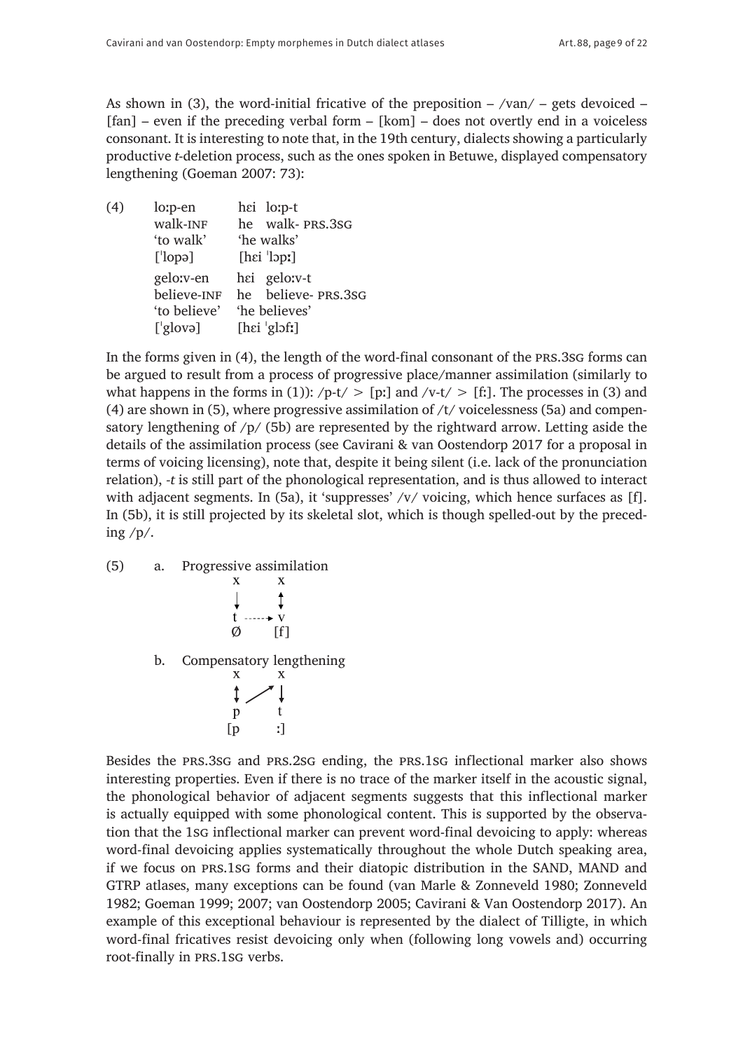As shown in (3), the word-initial fricative of the preposition – /van/ – gets devoiced – [fan] – even if the preceding verbal form – [kom] – does not overtly end in a voiceless consonant. It is interesting to note that, in the 19th century, dialects showing a particularly productive *t*-deletion process, such as the ones spoken in Betuwe, displayed compensatory lengthening (Goeman 2007: 73):

(4)

| | |
|---|---|
| loːp-en | hɛi loːp-t |
| walk-INF | he walk- PRS.3SG |
| 'to walk' | 'he walks' |
| [ˈlopə] | [hɛi ˈlɔpː] |
| geloːv-en | hɛi geloːv-t |
| believe-INF | he believe- PRS.3SG |
| 'to believe' | 'he believes' |
| [ˈglovə] | [hɛi ˈglɔfː] |

In the forms given in (4), the length of the word-final consonant of the PRS.3SG forms can be argued to result from a process of progressive place/manner assimilation (similarly to what happens in the forms in (1)): /p-t/ > [pː] and /v-t/ > [fː]. The processes in (3) and (4) are shown in (5), where progressive assimilation of /t/ voicelessness (5a) and compensatory lengthening of /p/ (5b) are represented by the rightward arrow. Letting aside the details of the assimilation process (see Cavirani & van Oostendorp 2017 for a proposal in terms of voicing licensing), note that, despite it being silent (i.e. lack of the pronunciation relation), *-t* is still part of the phonological representation, and is thus allowed to interact with adjacent segments. In (5a), it 'suppresses' /v/ voicing, which hence surfaces as [f]. In (5b), it is still projected by its skeletal slot, which is though spelled-out by the preceding /p/.

(5) a. Progressive assimilation

```
x       x
↓       ↕
t ----→ v
Ø      [f]
```

b. Compensatory lengthening

```
x       x
↕  ↗    ↓
p       t
[p      ː]
```

Besides the PRS.3SG and PRS.2SG ending, the PRS.1SG inflectional marker also shows interesting properties. Even if there is no trace of the marker itself in the acoustic signal, the phonological behavior of adjacent segments suggests that this inflectional marker is actually equipped with some phonological content. This is supported by the observation that the 1SG inflectional marker can prevent word-final devoicing to apply: whereas word-final devoicing applies systematically throughout the whole Dutch speaking area, if we focus on PRS.1SG forms and their diatopic distribution in the SAND, MAND and GTRP atlases, many exceptions can be found (van Marle & Zonneveld 1980; Zonneveld 1982; Goeman 1999; 2007; van Oostendorp 2005; Cavirani & Van Oostendorp 2017). An example of this exceptional behaviour is represented by the dialect of Tilligte, in which word-final fricatives resist devoicing only when (following long vowels and) occurring root-finally in PRS.1SG verbs.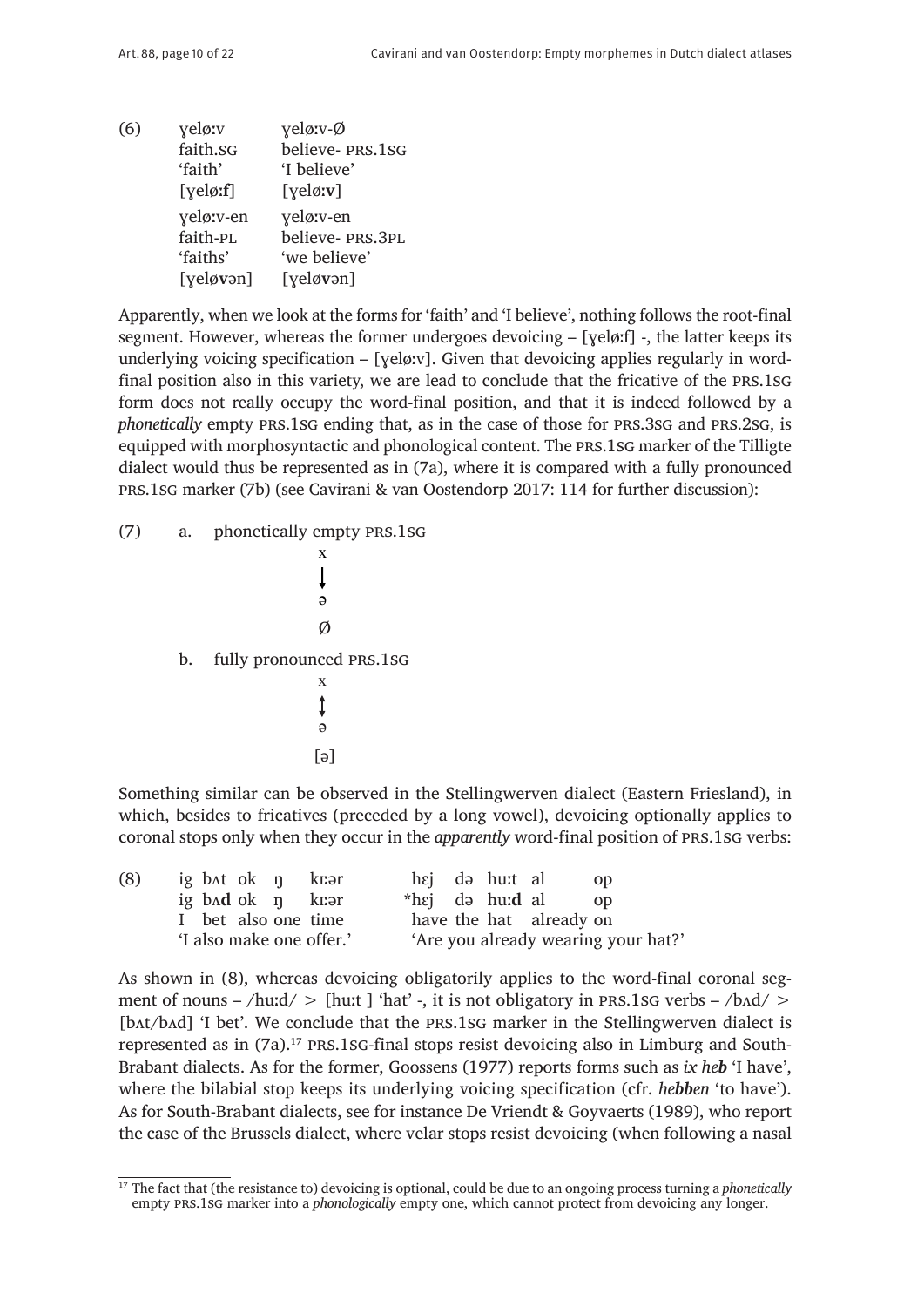(6)

| ɣeløːv | ɣeløːv-Ø |
|---|---|
| faith.SG | believe- PRS.1SG |
| 'faith' | 'I believe' |
| [ɣeløː**f**] | [ɣeløː**v**] |
| ɣeløːv-en | ɣeløːv-en |
| faith-PL | believe- PRS.3PL |
| 'faiths' | 'we believe' |
| [ɣelø**v**ən] | [ɣelø**v**ən] |

Apparently, when we look at the forms for 'faith' and 'I believe', nothing follows the root-final segment. However, whereas the former undergoes devoicing – [ɣeløːf] -, the latter keeps its underlying voicing specification – [ɣeløːv]. Given that devoicing applies regularly in word-final position also in this variety, we are lead to conclude that the fricative of the PRS.1SG form does not really occupy the word-final position, and that it is indeed followed by a *phonetically* empty PRS.1SG ending that, as in the case of those for PRS.3SG and PRS.2SG, is equipped with morphosyntactic and phonological content. The PRS.1SG marker of the Tilligte dialect would thus be represented as in (7a), where it is compared with a fully pronounced PRS.1SG marker (7b) (see Cavirani & van Oostendorp 2017: 114 for further discussion):

(7) a. phonetically empty PRS.1SG

```
x
↓
ə
Ø
```

b. fully pronounced PRS.1SG

```
x
↕
ə
[ə]
```

Something similar can be observed in the Stellingwerven dialect (Eastern Friesland), in which, besides to fricatives (preceded by a long vowel), devoicing optionally applies to coronal stops only when they occur in the *apparently* word-final position of PRS.1SG verbs:

(8)

| ig bʌt ok ŋ kɪːər | hɛj də huːt al op |
|---|---|
| ig bʌ**d** ok ŋ kɪːər | *hɛj də huː**d** al op |
| I bet also one time | have the hat already on |
| 'I also make one offer.' | 'Are you already wearing your hat?' |

As shown in (8), whereas devoicing obligatorily applies to the word-final coronal segment of nouns – /huːd/ > [huːt ] 'hat' -, it is not obligatory in PRS.1SG verbs – /bʌd/ > [bʌt/bʌd] 'I bet'. We conclude that the PRS.1SG marker in the Stellingwerven dialect is represented as in (7a).[17] PRS.1SG-final stops resist devoicing also in Limburg and South-Brabant dialects. As for the former, Goossens (1977) reports forms such as *ix heb* 'I have', where the bilabial stop keeps its underlying voicing specification (cfr. *hebben* 'to have'). As for South-Brabant dialects, see for instance De Vriendt & Goyvaerts (1989), who report the case of the Brussels dialect, where velar stops resist devoicing (when following a nasal

[17] The fact that (the resistance to) devoicing is optional, could be due to an ongoing process turning a *phonetically* empty PRS.1SG marker into a *phonologically* empty one, which cannot protect from devoicing any longer.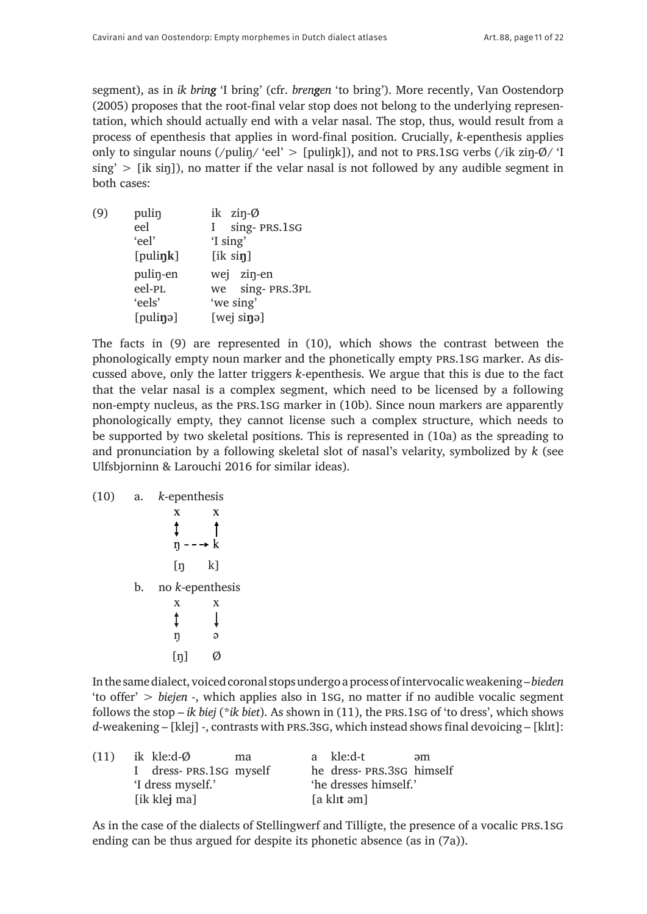segment), as in *ik bring* 'I bring' (cfr. *brengen* 'to bring'). More recently, Van Oostendorp (2005) proposes that the root-final velar stop does not belong to the underlying representation, which should actually end with a velar nasal. The stop, thus, would result from a process of epenthesis that applies in word-final position. Crucially, *k*-epenthesis applies only to singular nouns (/puliŋ/ 'eel' > [puliŋk]), and not to PRS.1SG verbs (/ik ziŋ-Ø/ 'I sing' > [ik siŋ]), no matter if the velar nasal is not followed by any audible segment in both cases:

```
(9)   puliŋ        ik  ziŋ-Ø
      eel          I   sing- PRS.1SG
      'eel'        'I sing'
      [puliŋk]     [ik siŋ]
      puliŋ-en     wej  ziŋ-en
      eel-PL       we   sing- PRS.3PL
      'eels'       'we sing'
      [puliŋə]     [wej siŋə]
```

The facts in (9) are represented in (10), which shows the contrast between the phonologically empty noun marker and the phonetically empty PRS.1SG marker. As discussed above, only the latter triggers *k*-epenthesis. We argue that this is due to the fact that the velar nasal is a complex segment, which need to be licensed by a following non-empty nucleus, as the PRS.1SG marker in (10b). Since noun markers are apparently phonologically empty, they cannot license such a complex structure, which needs to be supported by two skeletal positions. This is represented in (10a) as the spreading to and pronunciation by a following skeletal slot of nasal's velarity, symbolized by *k* (see Ulfsbjorninn & Larouchi 2016 for similar ideas).

```
(10)  a.  k-epenthesis
           x      x
           ↕      ↑
           ŋ - - → k
          [ŋ      k]
      b.  no k-epenthesis
           x      x
           ↕      ↓
           ŋ      ə
          [ŋ]     Ø
```

In the same dialect, voiced coronal stops undergo a process of intervocalic weakening – *bieden* 'to offer' > *biejen* -, which applies also in 1SG, no matter if no audible vocalic segment follows the stop – *ik biej* (\**ik biet*). As shown in (11), the PRS.1SG of 'to dress', which shows *d*-weakening – [klej] -, contrasts with PRS.3SG, which instead shows final devoicing – [klɪt]:

```
(11)  ik  kle:d-Ø          ma         a   kle:d-t          əm
      I   dress- PRS.1SG  myself      he  dress- PRS.3SG  himself
      'I dress myself.'               'he dresses himself.'
      [ik klej ma]                    [a klɪt əm]
```

As in the case of the dialects of Stellingwerf and Tilligte, the presence of a vocalic PRS.1SG ending can be thus argued for despite its phonetic absence (as in (7a)).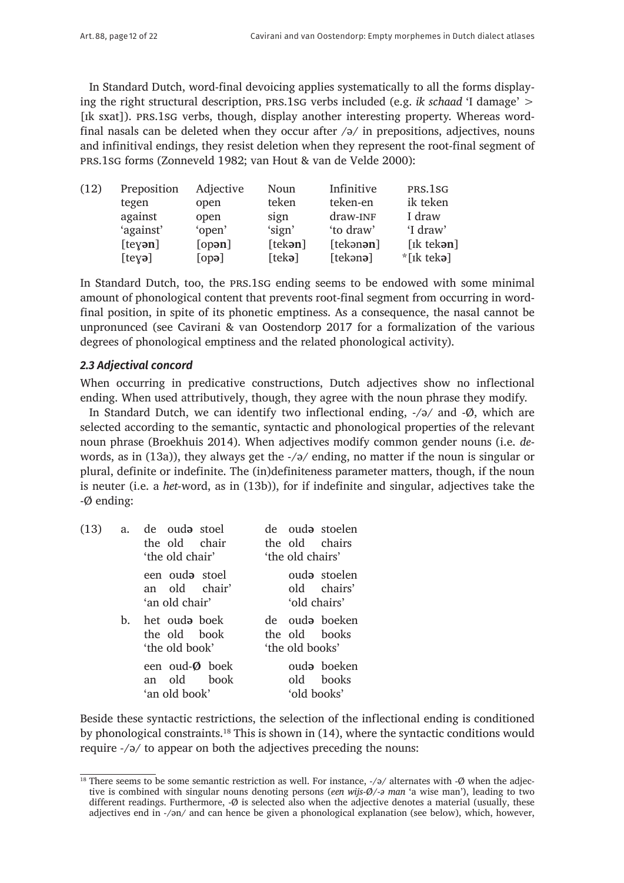In Standard Dutch, word-final devoicing applies systematically to all the forms displaying the right structural description, PRS.1SG verbs included (e.g. *ik schaad* 'I damage' > [ɪk sxat]). PRS.1SG verbs, though, display another interesting property. Whereas word-final nasals can be deleted when they occur after /ə/ in prepositions, adjectives, nouns and infinitival endings, they resist deletion when they represent the root-final segment of PRS.1SG forms (Zonneveld 1982; van Hout & van de Velde 2000):

(12)

| Preposition | Adjective | Noun | Infinitive | PRS.1SG |
|---|---|---|---|---|
| tegen | open | teken | teken-en | ik teken |
| against | open | sign | draw-INF | I draw |
| 'against' | 'open' | 'sign' | 'to draw' | 'I draw' |
| [teɣ**ən**] | [op**ən**] | [tek**ən**] | [tekən**ən**] | [ɪk tek**ən**] |
| [teɣ**ə**] | [op**ə**] | [tek**ə**] | [tekən**ə**] | *[ɪk tek**ə**] |

In Standard Dutch, too, the PRS.1SG ending seems to be endowed with some minimal amount of phonological content that prevents root-final segment from occurring in word-final position, in spite of its phonetic emptiness. As a consequence, the nasal cannot be unpronunced (see Cavirani & van Oostendorp 2017 for a formalization of the various degrees of phonological emptiness and the related phonological activity).

### *2.3 Adjectival concord*

When occurring in predicative constructions, Dutch adjectives show no inflectional ending. When used attributively, though, they agree with the noun phrase they modify.

In Standard Dutch, we can identify two inflectional ending, -/ə/ and -Ø, which are selected according to the semantic, syntactic and phonological properties of the relevant noun phrase (Broekhuis 2014). When adjectives modify common gender nouns (i.e. *de*-words, as in (13a)), they always get the -/ə/ ending, no matter if the noun is singular or plural, definite or indefinite. The (in)definiteness parameter matters, though, if the noun is neuter (i.e. a *het*-word, as in (13b)), for if indefinite and singular, adjectives take the -Ø ending:

(13)
a. de oud**ə** stoel / the old chair / 'the old chair' — de oud**ə** stoelen / the old chairs / 'the old chairs'
   een oud**ə** stoel / an old chair' / 'an old chair' — oud**ə** stoelen / old chairs' / 'old chairs'
b. het oud**ə** boek / the old book / 'the old book' — de oud**ə** boeken / the old books / 'the old books'
   een oud-**Ø** boek / an old book / 'an old book' — oud**ə** boeken / old books / 'old books'

Beside these syntactic restrictions, the selection of the inflectional ending is conditioned by phonological constraints.[18] This is shown in (14), where the syntactic conditions would require -/ə/ to appear on both the adjectives preceding the nouns:

[18] There seems to be some semantic restriction as well. For instance, -/ə/ alternates with -Ø when the adjective is combined with singular nouns denoting persons (*een wijs-Ø/-ə man* 'a wise man'), leading to two different readings. Furthermore, -Ø is selected also when the adjective denotes a material (usually, these adjectives end in -/ən/ and can hence be given a phonological explanation (see below), which, however,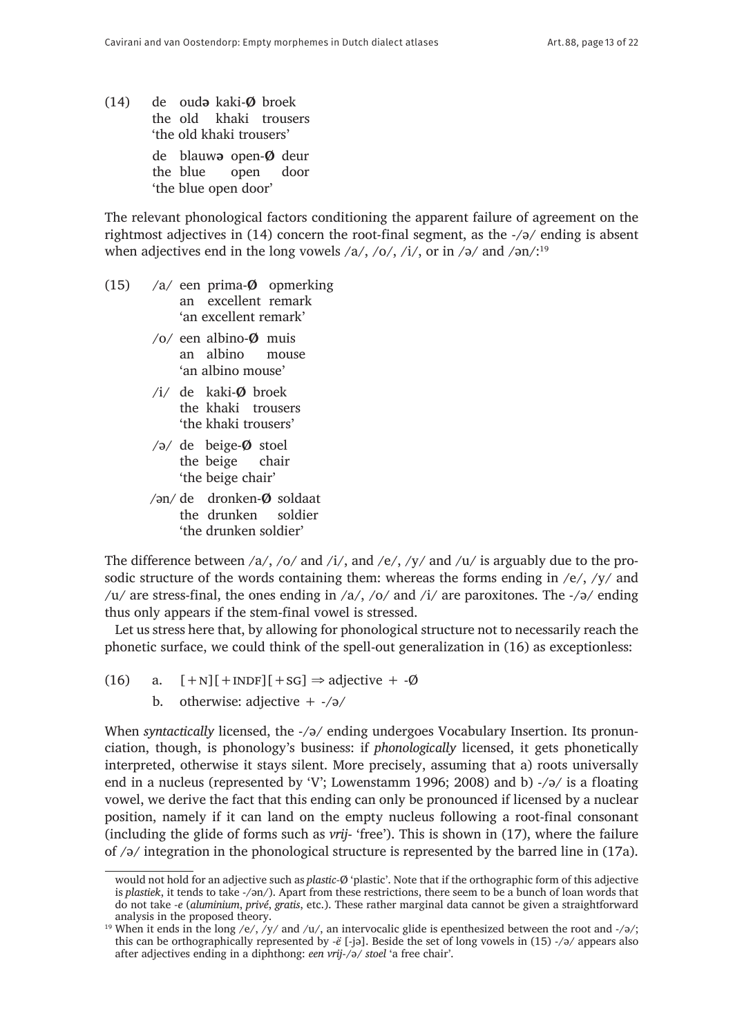(14) de oud**ə** kaki-**Ø** broek
the old khaki trousers
'the old khaki trousers'

de blauw**ə** open-**Ø** deur
the blue open door
'the blue open door'

The relevant phonological factors conditioning the apparent failure of agreement on the rightmost adjectives in (14) concern the root-final segment, as the -/ə/ ending is absent when adjectives end in the long vowels /a/, /o/, /i/, or in /ə/ and /ən/:[19]

(15) /a/ een prima-**Ø** opmerking
an excellent remark
'an excellent remark'

/o/ een albino-**Ø** muis
an albino mouse
'an albino mouse'

/i/ de kaki-**Ø** broek
the khaki trousers
'the khaki trousers'

/ə/ de beige-**Ø** stoel
the beige chair
'the beige chair'

/ən/ de dronken-**Ø** soldaat
the drunken soldier
'the drunken soldier'

The difference between /a/, /o/ and /i/, and /e/, /y/ and /u/ is arguably due to the prosodic structure of the words containing them: whereas the forms ending in /e/, /y/ and /u/ are stress-final, the ones ending in /a/, /o/ and /i/ are paroxitones. The -/ə/ ending thus only appears if the stem-final vowel is stressed.

Let us stress here that, by allowing for phonological structure not to necessarily reach the phonetic surface, we could think of the spell-out generalization in (16) as exceptionless:

(16) a. [+N][+INDF][+SG] ⇒ adjective + -Ø
b. otherwise: adjective + -/ə/

When *syntactically* licensed, the -/ə/ ending undergoes Vocabulary Insertion. Its pronunciation, though, is phonology's business: if *phonologically* licensed, it gets phonetically interpreted, otherwise it stays silent. More precisely, assuming that a) roots universally end in a nucleus (represented by 'V'; Lowenstamm 1996; 2008) and b) -/ə/ is a floating vowel, we derive the fact that this ending can only be pronounced if licensed by a nuclear position, namely if it can land on the empty nucleus following a root-final consonant (including the glide of forms such as *vrij*- 'free'). This is shown in (17), where the failure of /ə/ integration in the phonological structure is represented by the barred line in (17a).

---

would not hold for an adjective such as *plastic*-Ø 'plastic'. Note that if the orthographic form of this adjective is *plastiek*, it tends to take -/ən/). Apart from these restrictions, there seem to be a bunch of loan words that do not take *-e* (*aluminium*, *privé*, *gratis*, etc.). These rather marginal data cannot be given a straightforward analysis in the proposed theory.

[19] When it ends in the long /e/, /y/ and /u/, an intervocalic glide is epenthesized between the root and -/ə/; this can be orthographically represented by *-ë* [-jə]. Beside the set of long vowels in (15) -/ə/ appears also after adjectives ending in a diphthong: *een vrij-/ə/ stoel* 'a free chair'.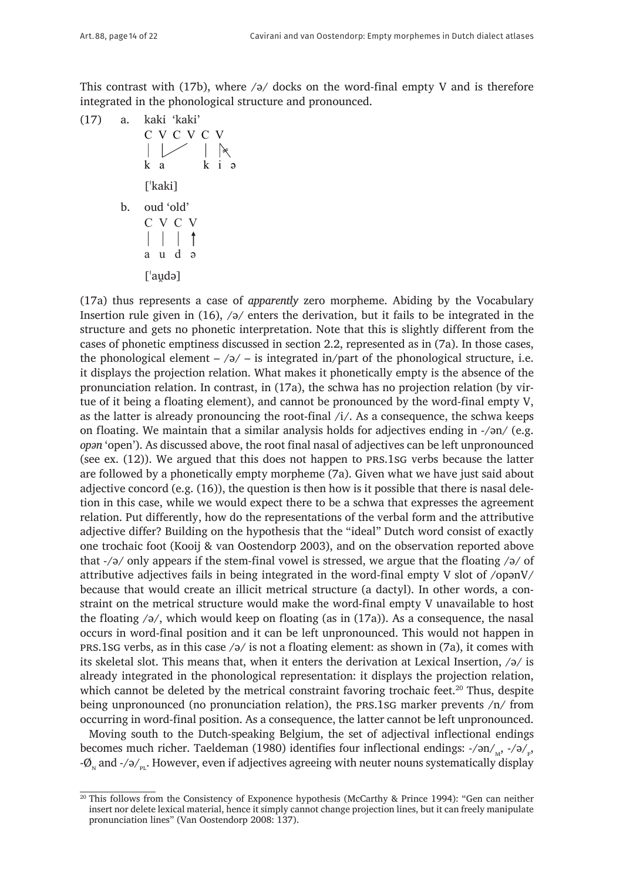This contrast with (17b), where /ə/ docks on the word-final empty V and is therefore integrated in the phonological structure and pronounced.

```
(17)  a.  kaki 'kaki'
          C V C V C V
          |  |/     |  |⤫
          k  a      k  i  ə

          [ˈkaki]

      b.  oud 'old'
          C V C V
          | | | ↑
          a u d ə

          [ˈau̯də]
```

(17a) thus represents a case of *apparently* zero morpheme. Abiding by the Vocabulary Insertion rule given in (16), /ə/ enters the derivation, but it fails to be integrated in the structure and gets no phonetic interpretation. Note that this is slightly different from the cases of phonetic emptiness discussed in section 2.2, represented as in (7a). In those cases, the phonological element – /ə/ – is integrated in/part of the phonological structure, i.e. it displays the projection relation. What makes it phonetically empty is the absence of the pronunciation relation. In contrast, in (17a), the schwa has no projection relation (by virtue of it being a floating element), and cannot be pronounced by the word-final empty V, as the latter is already pronouncing the root-final /i/. As a consequence, the schwa keeps on floating. We maintain that a similar analysis holds for adjectives ending in -/ən/ (e.g. *opən* 'open'). As discussed above, the root final nasal of adjectives can be left unpronounced (see ex. (12)). We argued that this does not happen to PRS.1SG verbs because the latter are followed by a phonetically empty morpheme (7a). Given what we have just said about adjective concord (e.g. (16)), the question is then how is it possible that there is nasal deletion in this case, while we would expect there to be a schwa that expresses the agreement relation. Put differently, how do the representations of the verbal form and the attributive adjective differ? Building on the hypothesis that the "ideal" Dutch word consist of exactly one trochaic foot (Kooij & van Oostendorp 2003), and on the observation reported above that -/ə/ only appears if the stem-final vowel is stressed, we argue that the floating /ə/ of attributive adjectives fails in being integrated in the word-final empty V slot of /opənV/ because that would create an illicit metrical structure (a dactyl). In other words, a constraint on the metrical structure would make the word-final empty V unavailable to host the floating /ə/, which would keep on floating (as in (17a)). As a consequence, the nasal occurs in word-final position and it can be left unpronounced. This would not happen in PRS.1SG verbs, as in this case /ə/ is not a floating element: as shown in (7a), it comes with its skeletal slot. This means that, when it enters the derivation at Lexical Insertion, /ə/ is already integrated in the phonological representation: it displays the projection relation, which cannot be deleted by the metrical constraint favoring trochaic feet.[20] Thus, despite being unpronounced (no pronunciation relation), the PRS.1SG marker prevents /n/ from occurring in word-final position. As a consequence, the latter cannot be left unpronounced.

Moving south to the Dutch-speaking Belgium, the set of adjectival inflectional endings becomes much richer. Taeldeman (1980) identifies four inflectional endings: -/ən/$_{M}$, -/ə/$_{F}$, -Ø$_{N}$ and -/ə/$_{PL}$. However, even if adjectives agreeing with neuter nouns systematically display

[20] This follows from the Consistency of Exponence hypothesis (McCarthy & Prince 1994): "Gen can neither insert nor delete lexical material, hence it simply cannot change projection lines, but it can freely manipulate pronunciation lines" (Van Oostendorp 2008: 137).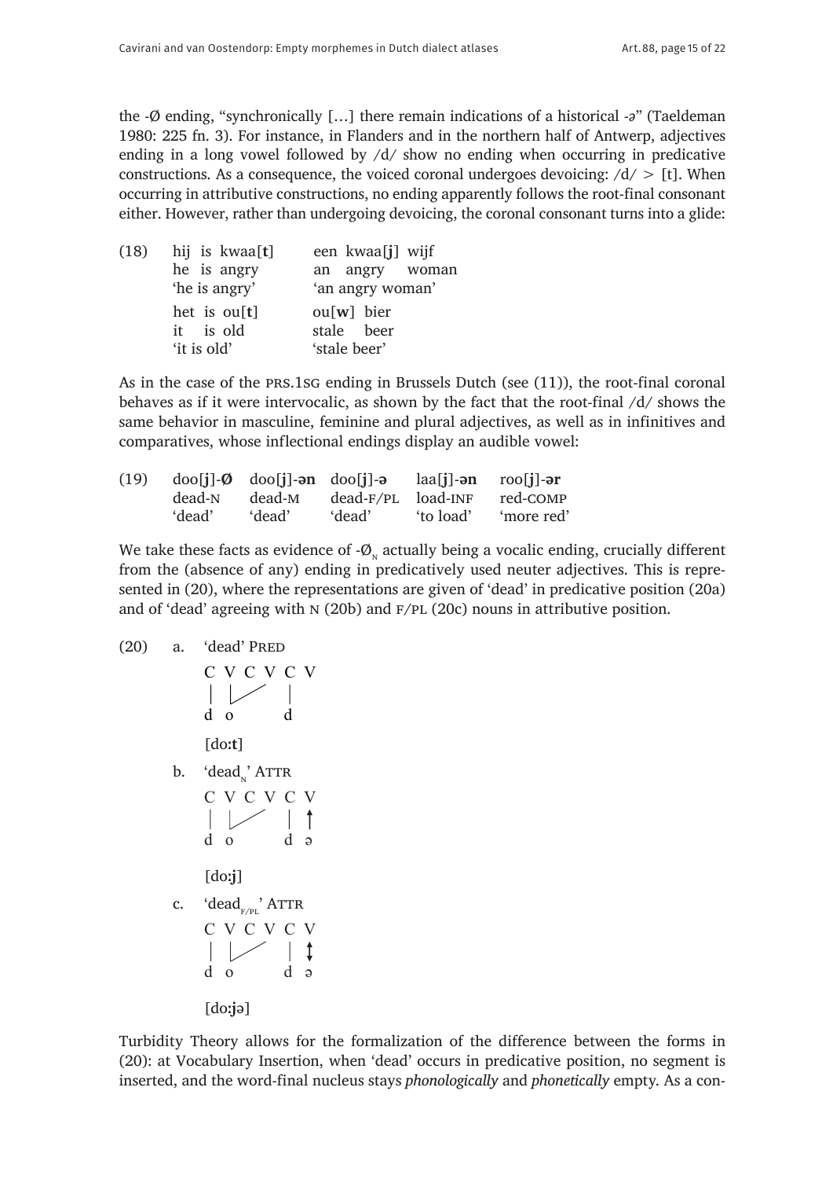the -Ø ending, "synchronically […] there remain indications of a historical -ə" (Taeldeman 1980: 225 fn. 3). For instance, in Flanders and in the northern half of Antwerp, adjectives ending in a long vowel followed by /d/ show no ending when occurring in predicative constructions. As a consequence, the voiced coronal undergoes devoicing: /d/ > [t]. When occurring in attributive constructions, no ending apparently follows the root-final consonant either. However, rather than undergoing devoicing, the coronal consonant turns into a glide:

(18)

| | |
|---|---|
| hij is kwaa[**t**] | een kwaa[**j**] wijf |
| he is angry | an angry woman |
| 'he is angry' | 'an angry woman' |
| het is ou[**t**] | ou[**w**] bier |
| it is old | stale beer |
| 'it is old' | 'stale beer' |

As in the case of the PRS.1SG ending in Brussels Dutch (see (11)), the root-final coronal behaves as if it were intervocalic, as shown by the fact that the root-final /d/ shows the same behavior in masculine, feminine and plural adjectives, as well as in infinitives and comparatives, whose inflectional endings display an audible vowel:

(19)

| | | | | |
|---|---|---|---|---|
| doo[**j**]-**Ø** | doo[**j**]-**ən** | doo[**j**]-**ə** | laa[**j**]-**ən** | roo[**j**]-**ər** |
| dead-N | dead-M | dead-F/PL | load-INF | red-COMP |
| 'dead' | 'dead' | 'dead' | 'to load' | 'more red' |

We take these facts as evidence of -$Ø_N$ actually being a vocalic ending, crucially different from the (absence of any) ending in predicatively used neuter adjectives. This is represented in (20), where the representations are given of 'dead' in predicative position (20a) and of 'dead' agreeing with N (20b) and F/PL (20c) nouns in attributive position.

(20)

a. 'dead' PRED

```
C V C V C V
|  \___/   |
d  o       d
```

[do**:t**]

b. 'dead$_N$' ATTR

```
C V C V C V
|  \___/   | ↑
d  o       d ə
```

[do**:j**]

c. 'dead$_{F/PL}$' ATTR

```
C V C V C V
|  \___/   | ↕
d  o       d ə
```

[do**:j**ə]

Turbidity Theory allows for the formalization of the difference between the forms in (20): at Vocabulary Insertion, when 'dead' occurs in predicative position, no segment is inserted, and the word-final nucleus stays *phonologically* and *phonetically* empty. As a con-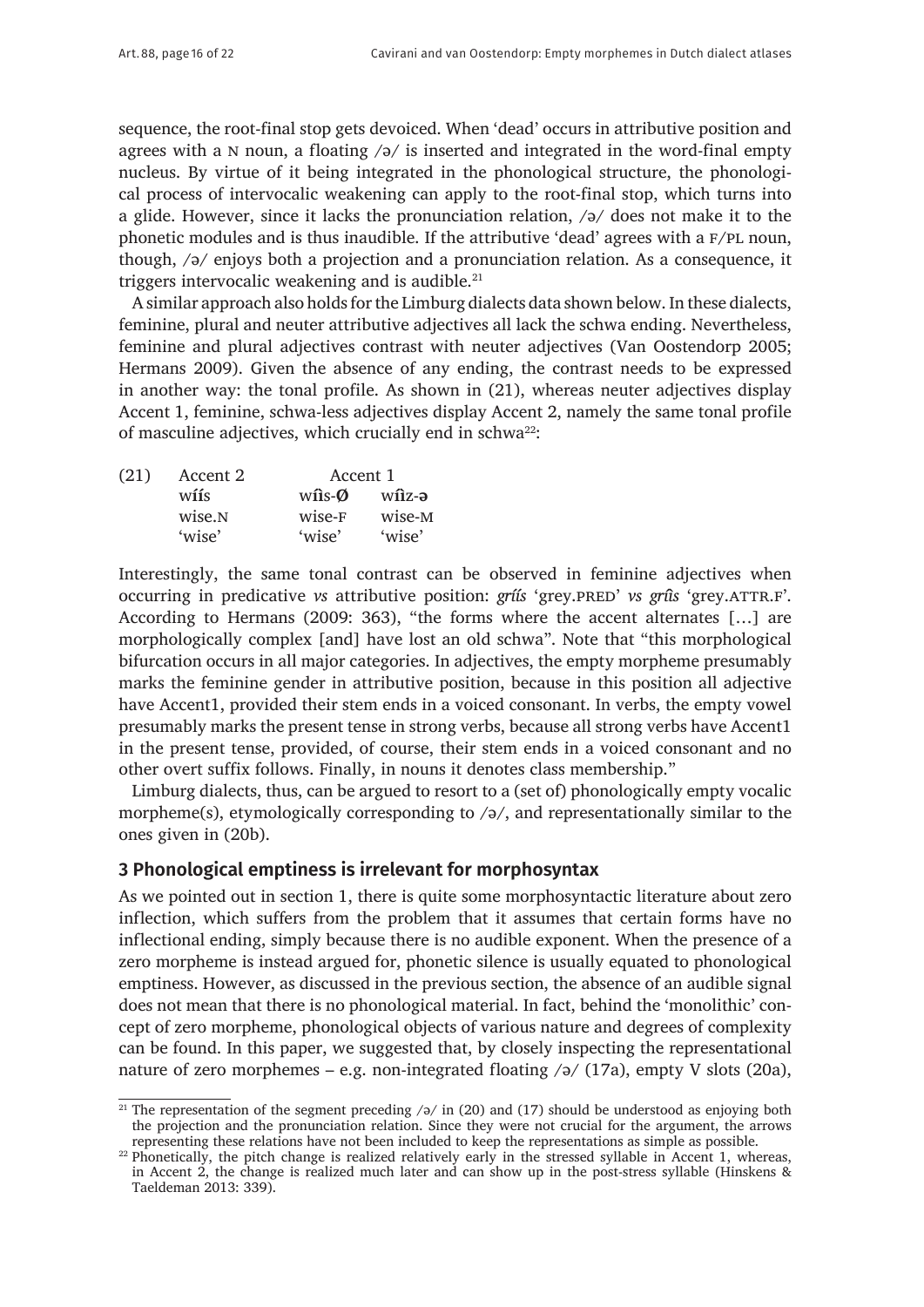sequence, the root-final stop gets devoiced. When 'dead' occurs in attributive position and agrees with a N noun, a floating /ə/ is inserted and integrated in the word-final empty nucleus. By virtue of it being integrated in the phonological structure, the phonological process of intervocalic weakening can apply to the root-final stop, which turns into a glide. However, since it lacks the pronunciation relation, /ə/ does not make it to the phonetic modules and is thus inaudible. If the attributive 'dead' agrees with a F/PL noun, though, /ə/ enjoys both a projection and a pronunciation relation. As a consequence, it triggers intervocalic weakening and is audible.[21]

A similar approach also holds for the Limburg dialects data shown below. In these dialects, feminine, plural and neuter attributive adjectives all lack the schwa ending. Nevertheless, feminine and plural adjectives contrast with neuter adjectives (Van Oostendorp 2005; Hermans 2009). Given the absence of any ending, the contrast needs to be expressed in another way: the tonal profile. As shown in (21), whereas neuter adjectives display Accent 1, feminine, schwa-less adjectives display Accent 2, namely the same tonal profile of masculine adjectives, which crucially end in schwa[22]:

| (21) | Accent 2 | Accent 1 | |
|---|---|---|---|
| | **wíís** | **wîìs-Ø** | **wîìz-ə** |
| | wise.N | wise-F | wise-M |
| | 'wise' | 'wise' | 'wise' |

Interestingly, the same tonal contrast can be observed in feminine adjectives when occurring in predicative *vs* attributive position: *gríís* 'grey.PRED' *vs* *grîìs* 'grey.ATTR.F'. According to Hermans (2009: 363), "the forms where the accent alternates […] are morphologically complex [and] have lost an old schwa". Note that "this morphological bifurcation occurs in all major categories. In adjectives, the empty morpheme presumably marks the feminine gender in attributive position, because in this position all adjective have Accent1, provided their stem ends in a voiced consonant. In verbs, the empty vowel presumably marks the present tense in strong verbs, because all strong verbs have Accent1 in the present tense, provided, of course, their stem ends in a voiced consonant and no other overt suffix follows. Finally, in nouns it denotes class membership."

Limburg dialects, thus, can be argued to resort to a (set of) phonologically empty vocalic morpheme(s), etymologically corresponding to /ə/, and representationally similar to the ones given in (20b).

## 3 Phonological emptiness is irrelevant for morphosyntax

As we pointed out in section 1, there is quite some morphosyntactic literature about zero inflection, which suffers from the problem that it assumes that certain forms have no inflectional ending, simply because there is no audible exponent. When the presence of a zero morpheme is instead argued for, phonetic silence is usually equated to phonological emptiness. However, as discussed in the previous section, the absence of an audible signal does not mean that there is no phonological material. In fact, behind the 'monolithic' concept of zero morpheme, phonological objects of various nature and degrees of complexity can be found. In this paper, we suggested that, by closely inspecting the representational nature of zero morphemes – e.g. non-integrated floating /ə/ (17a), empty V slots (20a),

[21] The representation of the segment preceding /ə/ in (20) and (17) should be understood as enjoying both the projection and the pronunciation relation. Since they were not crucial for the argument, the arrows representing these relations have not been included to keep the representations as simple as possible.

[22] Phonetically, the pitch change is realized relatively early in the stressed syllable in Accent 1, whereas, in Accent 2, the change is realized much later and can show up in the post-stress syllable (Hinskens & Taeldeman 2013: 339).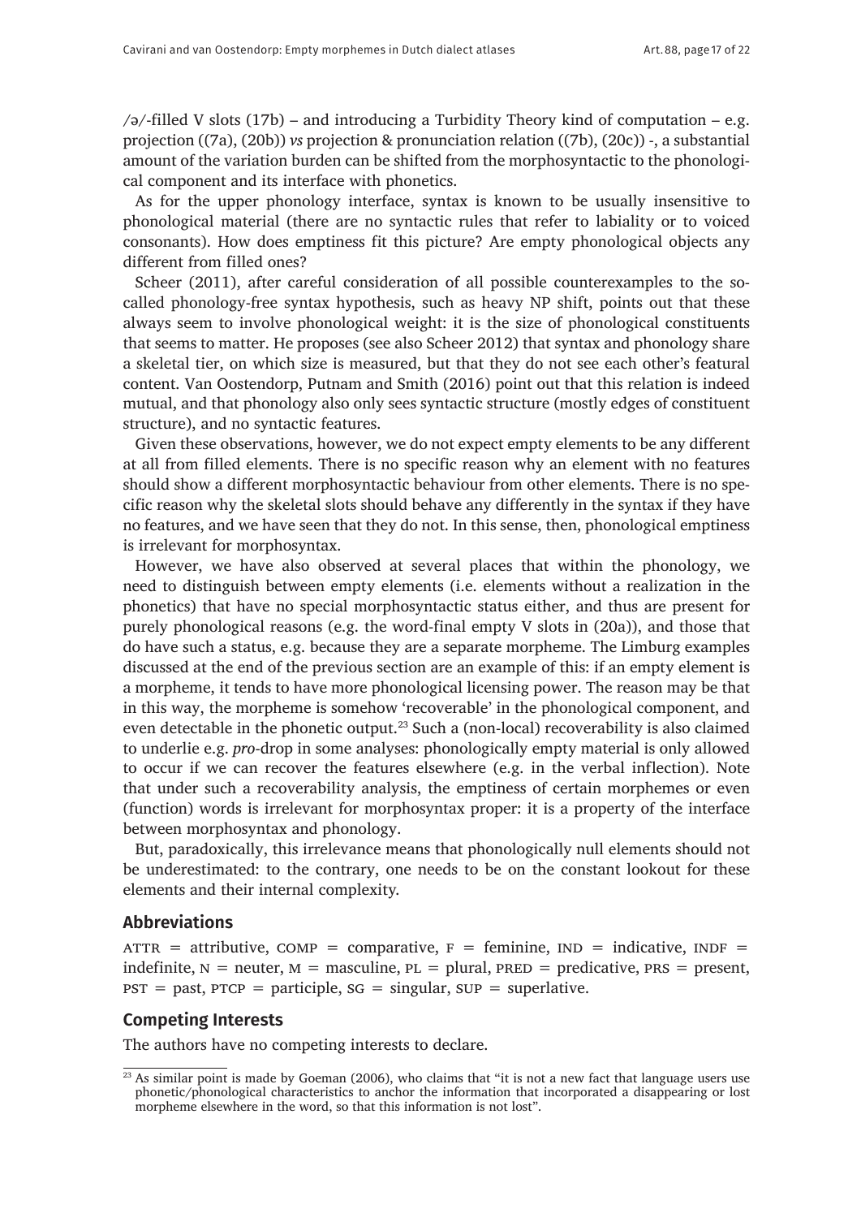/ə/-filled V slots (17b) – and introducing a Turbidity Theory kind of computation – e.g. projection ((7a), (20b)) *vs* projection & pronunciation relation ((7b), (20c)) -, a substantial amount of the variation burden can be shifted from the morphosyntactic to the phonological component and its interface with phonetics.

As for the upper phonology interface, syntax is known to be usually insensitive to phonological material (there are no syntactic rules that refer to labiality or to voiced consonants). How does emptiness fit this picture? Are empty phonological objects any different from filled ones?

Scheer (2011), after careful consideration of all possible counterexamples to the so-called phonology-free syntax hypothesis, such as heavy NP shift, points out that these always seem to involve phonological weight: it is the size of phonological constituents that seems to matter. He proposes (see also Scheer 2012) that syntax and phonology share a skeletal tier, on which size is measured, but that they do not see each other's featural content. Van Oostendorp, Putnam and Smith (2016) point out that this relation is indeed mutual, and that phonology also only sees syntactic structure (mostly edges of constituent structure), and no syntactic features.

Given these observations, however, we do not expect empty elements to be any different at all from filled elements. There is no specific reason why an element with no features should show a different morphosyntactic behaviour from other elements. There is no specific reason why the skeletal slots should behave any differently in the syntax if they have no features, and we have seen that they do not. In this sense, then, phonological emptiness is irrelevant for morphosyntax.

However, we have also observed at several places that within the phonology, we need to distinguish between empty elements (i.e. elements without a realization in the phonetics) that have no special morphosyntactic status either, and thus are present for purely phonological reasons (e.g. the word-final empty V slots in (20a)), and those that do have such a status, e.g. because they are a separate morpheme. The Limburg examples discussed at the end of the previous section are an example of this: if an empty element is a morpheme, it tends to have more phonological licensing power. The reason may be that in this way, the morpheme is somehow 'recoverable' in the phonological component, and even detectable in the phonetic output.[23] Such a (non-local) recoverability is also claimed to underlie e.g. *pro*-drop in some analyses: phonologically empty material is only allowed to occur if we can recover the features elsewhere (e.g. in the verbal inflection). Note that under such a recoverability analysis, the emptiness of certain morphemes or even (function) words is irrelevant for morphosyntax proper: it is a property of the interface between morphosyntax and phonology.

But, paradoxically, this irrelevance means that phonologically null elements should not be underestimated: to the contrary, one needs to be on the constant lookout for these elements and their internal complexity.

## Abbreviations

ATTR = attributive, COMP = comparative, F = feminine, IND = indicative, INDF = indefinite, N = neuter, M = masculine, PL = plural, PRED = predicative, PRS = present, PST = past, PTCP = participle, SG = singular, SUP = superlative.

## Competing Interests

The authors have no competing interests to declare.

[23] As similar point is made by Goeman (2006), who claims that "it is not a new fact that language users use phonetic/phonological characteristics to anchor the information that incorporated a disappearing or lost morpheme elsewhere in the word, so that this information is not lost".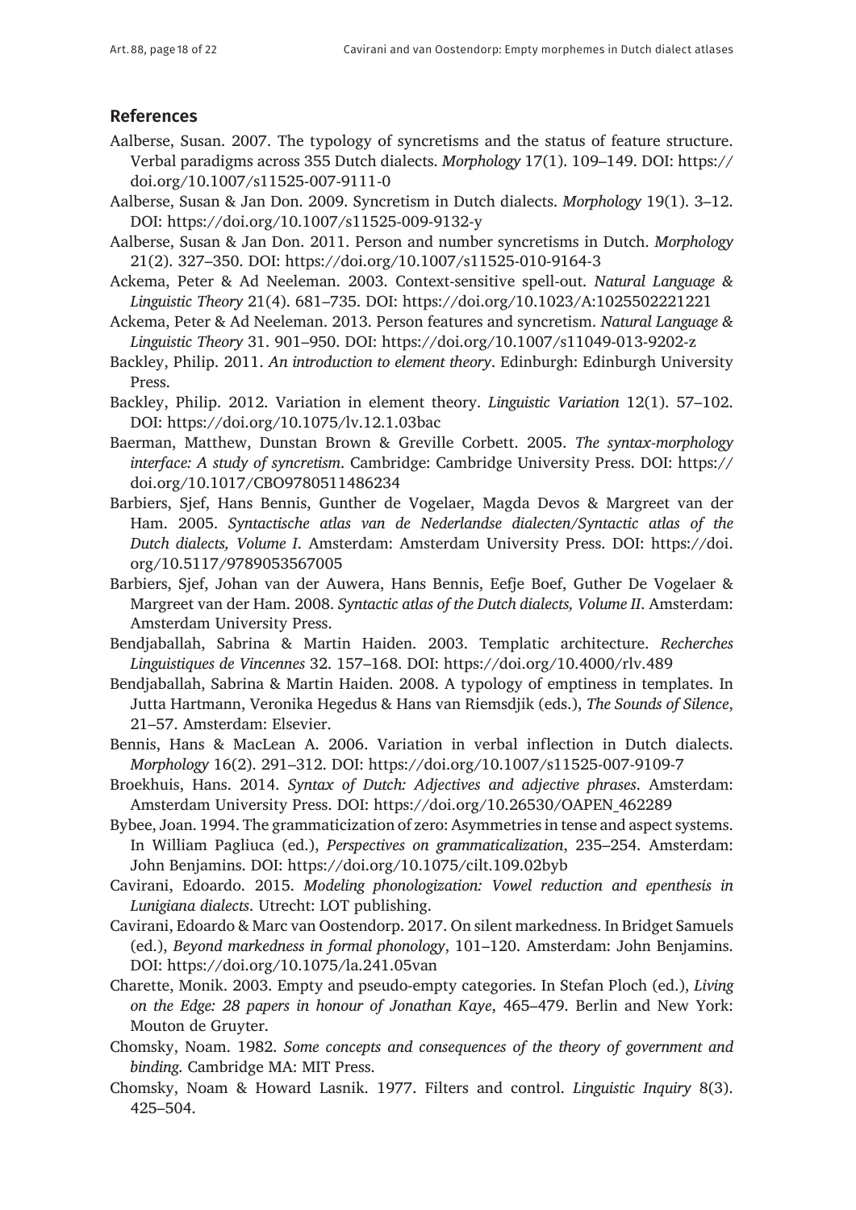## References

Aalberse, Susan. 2007. The typology of syncretisms and the status of feature structure. Verbal paradigms across 355 Dutch dialects. *Morphology* 17(1). 109–149. DOI: https://doi.org/10.1007/s11525-007-9111-0

Aalberse, Susan & Jan Don. 2009. Syncretism in Dutch dialects. *Morphology* 19(1). 3–12. DOI: https://doi.org/10.1007/s11525-009-9132-y

Aalberse, Susan & Jan Don. 2011. Person and number syncretisms in Dutch. *Morphology* 21(2). 327–350. DOI: https://doi.org/10.1007/s11525-010-9164-3

Ackema, Peter & Ad Neeleman. 2003. Context-sensitive spell-out. *Natural Language & Linguistic Theory* 21(4). 681–735. DOI: https://doi.org/10.1023/A:1025502221221

Ackema, Peter & Ad Neeleman. 2013. Person features and syncretism. *Natural Language & Linguistic Theory* 31. 901–950. DOI: https://doi.org/10.1007/s11049-013-9202-z

Backley, Philip. 2011. *An introduction to element theory*. Edinburgh: Edinburgh University Press.

Backley, Philip. 2012. Variation in element theory. *Linguistic Variation* 12(1). 57–102. DOI: https://doi.org/10.1075/lv.12.1.03bac

Baerman, Matthew, Dunstan Brown & Greville Corbett. 2005. *The syntax-morphology interface: A study of syncretism*. Cambridge: Cambridge University Press. DOI: https://doi.org/10.1017/CBO9780511486234

Barbiers, Sjef, Hans Bennis, Gunther de Vogelaer, Magda Devos & Margreet van der Ham. 2005. *Syntactische atlas van de Nederlandse dialecten/Syntactic atlas of the Dutch dialects, Volume I*. Amsterdam: Amsterdam University Press. DOI: https://doi.org/10.5117/9789053567005

Barbiers, Sjef, Johan van der Auwera, Hans Bennis, Eefje Boef, Guther De Vogelaer & Margreet van der Ham. 2008. *Syntactic atlas of the Dutch dialects, Volume II*. Amsterdam: Amsterdam University Press.

Bendjaballah, Sabrina & Martin Haiden. 2003. Templatic architecture. *Recherches Linguistiques de Vincennes* 32. 157–168. DOI: https://doi.org/10.4000/rlv.489

Bendjaballah, Sabrina & Martin Haiden. 2008. A typology of emptiness in templates. In Jutta Hartmann, Veronika Hegedus & Hans van Riemsdjik (eds.), *The Sounds of Silence*, 21–57. Amsterdam: Elsevier.

Bennis, Hans & MacLean A. 2006. Variation in verbal inflection in Dutch dialects. *Morphology* 16(2). 291–312. DOI: https://doi.org/10.1007/s11525-007-9109-7

Broekhuis, Hans. 2014. *Syntax of Dutch: Adjectives and adjective phrases*. Amsterdam: Amsterdam University Press. DOI: https://doi.org/10.26530/OAPEN_462289

Bybee, Joan. 1994. The grammaticization of zero: Asymmetries in tense and aspect systems. In William Pagliuca (ed.), *Perspectives on grammaticalization*, 235–254. Amsterdam: John Benjamins. DOI: https://doi.org/10.1075/cilt.109.02byb

Cavirani, Edoardo. 2015. *Modeling phonologization: Vowel reduction and epenthesis in Lunigiana dialects*. Utrecht: LOT publishing.

Cavirani, Edoardo & Marc van Oostendorp. 2017. On silent markedness. In Bridget Samuels (ed.), *Beyond markedness in formal phonology*, 101–120. Amsterdam: John Benjamins. DOI: https://doi.org/10.1075/la.241.05van

Charette, Monik. 2003. Empty and pseudo-empty categories. In Stefan Ploch (ed.), *Living on the Edge: 28 papers in honour of Jonathan Kaye*, 465–479. Berlin and New York: Mouton de Gruyter.

Chomsky, Noam. 1982. *Some concepts and consequences of the theory of government and binding*. Cambridge MA: MIT Press.

Chomsky, Noam & Howard Lasnik. 1977. Filters and control. *Linguistic Inquiry* 8(3). 425–504.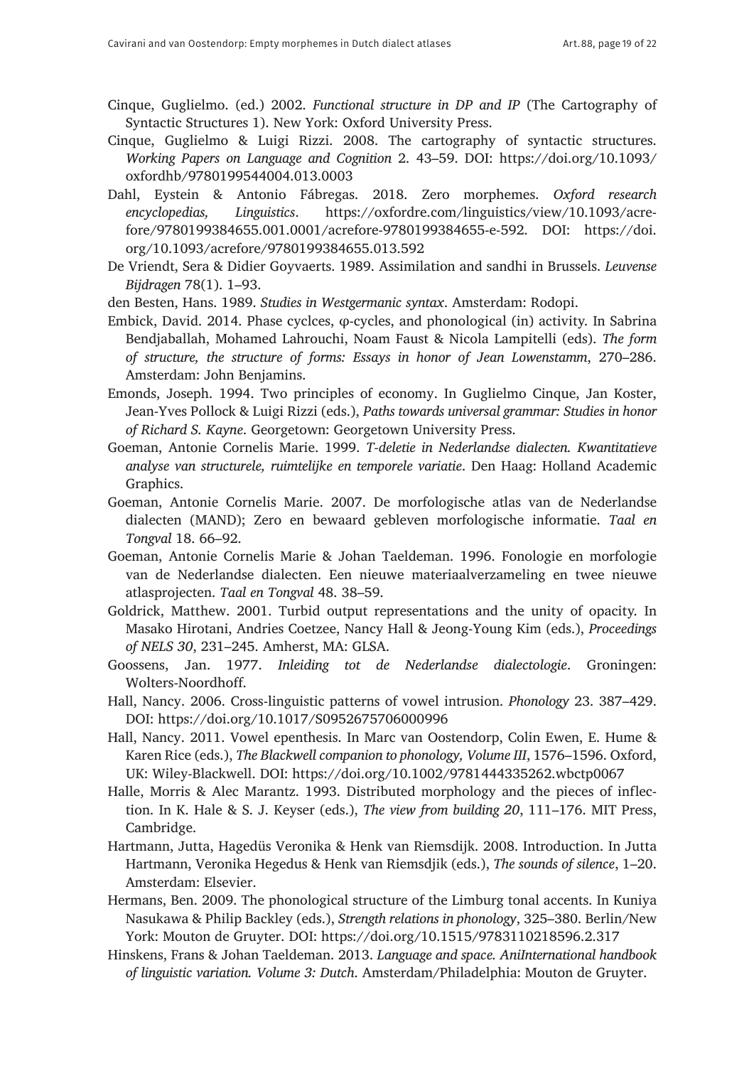Cinque, Guglielmo. (ed.) 2002. *Functional structure in DP and IP* (The Cartography of Syntactic Structures 1). New York: Oxford University Press.

Cinque, Guglielmo & Luigi Rizzi. 2008. The cartography of syntactic structures. *Working Papers on Language and Cognition* 2. 43–59. DOI: https://doi.org/10.1093/oxfordhb/9780199544004.013.0003

Dahl, Eystein & Antonio Fábregas. 2018. Zero morphemes. *Oxford research encyclopedias, Linguistics*. https://oxfordre.com/linguistics/view/10.1093/acrefore/9780199384655.001.0001/acrefore-9780199384655-e-592. DOI: https://doi.org/10.1093/acrefore/9780199384655.013.592

De Vriendt, Sera & Didier Goyvaerts. 1989. Assimilation and sandhi in Brussels. *Leuvense Bijdragen* 78(1). 1–93.

den Besten, Hans. 1989. *Studies in Westgermanic syntax*. Amsterdam: Rodopi.

Embick, David. 2014. Phase cyclces, φ-cycles, and phonological (in) activity. In Sabrina Bendjaballah, Mohamed Lahrouchi, Noam Faust & Nicola Lampitelli (eds). *The form of structure, the structure of forms: Essays in honor of Jean Lowenstamm*, 270–286. Amsterdam: John Benjamins.

Emonds, Joseph. 1994. Two principles of economy. In Guglielmo Cinque, Jan Koster, Jean-Yves Pollock & Luigi Rizzi (eds.), *Paths towards universal grammar: Studies in honor of Richard S. Kayne*. Georgetown: Georgetown University Press.

Goeman, Antonie Cornelis Marie. 1999. *T-deletie in Nederlandse dialecten. Kwantitatieve analyse van structurele, ruimtelijke en temporele variatie*. Den Haag: Holland Academic Graphics.

Goeman, Antonie Cornelis Marie. 2007. De morfologische atlas van de Nederlandse dialecten (MAND); Zero en bewaard gebleven morfologische informatie. *Taal en Tongval* 18. 66–92.

Goeman, Antonie Cornelis Marie & Johan Taeldeman. 1996. Fonologie en morfologie van de Nederlandse dialecten. Een nieuwe materiaalverzameling en twee nieuwe atlasprojecten. *Taal en Tongval* 48. 38–59.

Goldrick, Matthew. 2001. Turbid output representations and the unity of opacity. In Masako Hirotani, Andries Coetzee, Nancy Hall & Jeong-Young Kim (eds.), *Proceedings of NELS 30*, 231–245. Amherst, MA: GLSA.

Goossens, Jan. 1977. *Inleiding tot de Nederlandse dialectologie*. Groningen: Wolters-Noordhoff.

Hall, Nancy. 2006. Cross-linguistic patterns of vowel intrusion. *Phonology* 23. 387–429. DOI: https://doi.org/10.1017/S0952675706000996

Hall, Nancy. 2011. Vowel epenthesis. In Marc van Oostendorp, Colin Ewen, E. Hume & Karen Rice (eds.), *The Blackwell companion to phonology, Volume III*, 1576–1596. Oxford, UK: Wiley-Blackwell. DOI: https://doi.org/10.1002/9781444335262.wbctp0067

Halle, Morris & Alec Marantz. 1993. Distributed morphology and the pieces of inflection. In K. Hale & S. J. Keyser (eds.), *The view from building 20*, 111–176. MIT Press, Cambridge.

Hartmann, Jutta, Hagedüs Veronika & Henk van Riemsdijk. 2008. Introduction. In Jutta Hartmann, Veronika Hegedus & Henk van Riemsdjik (eds.), *The sounds of silence*, 1–20. Amsterdam: Elsevier.

Hermans, Ben. 2009. The phonological structure of the Limburg tonal accents. In Kuniya Nasukawa & Philip Backley (eds.), *Strength relations in phonology*, 325–380. Berlin/New York: Mouton de Gruyter. DOI: https://doi.org/10.1515/9783110218596.2.317

Hinskens, Frans & Johan Taeldeman. 2013. *Language and space. AniInternational handbook of linguistic variation. Volume 3: Dutch*. Amsterdam/Philadelphia: Mouton de Gruyter.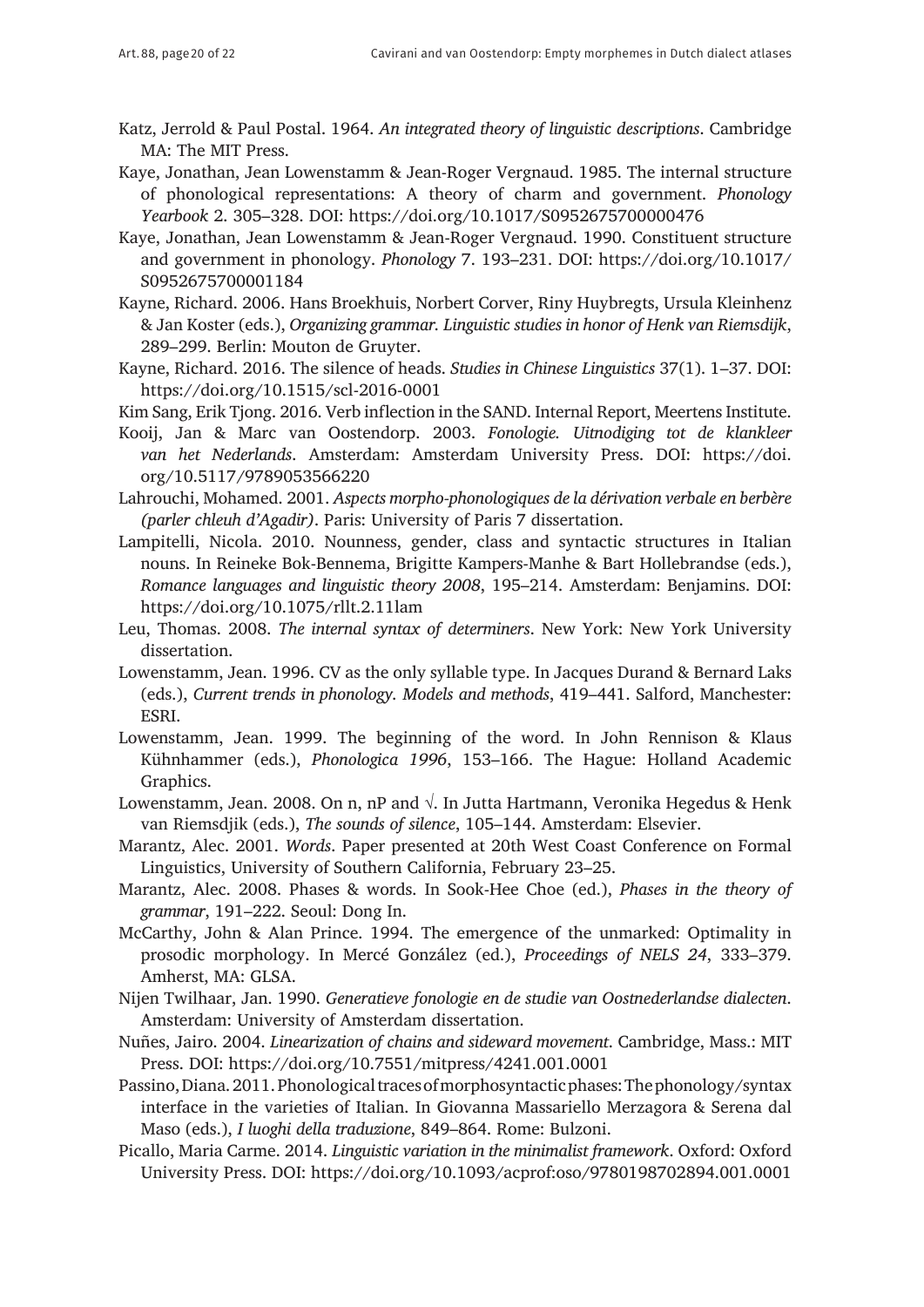Katz, Jerrold & Paul Postal. 1964. *An integrated theory of linguistic descriptions*. Cambridge MA: The MIT Press.

Kaye, Jonathan, Jean Lowenstamm & Jean-Roger Vergnaud. 1985. The internal structure of phonological representations: A theory of charm and government. *Phonology Yearbook* 2. 305–328. DOI: https://doi.org/10.1017/S0952675700000476

Kaye, Jonathan, Jean Lowenstamm & Jean-Roger Vergnaud. 1990. Constituent structure and government in phonology. *Phonology* 7. 193–231. DOI: https://doi.org/10.1017/S0952675700001184

Kayne, Richard. 2006. Hans Broekhuis, Norbert Corver, Riny Huybregts, Ursula Kleinhenz & Jan Koster (eds.), *Organizing grammar. Linguistic studies in honor of Henk van Riemsdijk*, 289–299. Berlin: Mouton de Gruyter.

Kayne, Richard. 2016. The silence of heads. *Studies in Chinese Linguistics* 37(1). 1–37. DOI: https://doi.org/10.1515/scl-2016-0001

Kim Sang, Erik Tjong. 2016. Verb inflection in the SAND. Internal Report, Meertens Institute.

Kooij, Jan & Marc van Oostendorp. 2003. *Fonologie. Uitnodiging tot de klankleer van het Nederlands*. Amsterdam: Amsterdam University Press. DOI: https://doi.org/10.5117/9789053566220

Lahrouchi, Mohamed. 2001. *Aspects morpho-phonologiques de la dérivation verbale en berbère (parler chleuh d'Agadir)*. Paris: University of Paris 7 dissertation.

Lampitelli, Nicola. 2010. Nounness, gender, class and syntactic structures in Italian nouns. In Reineke Bok-Bennema, Brigitte Kampers-Manhe & Bart Hollebrandse (eds.), *Romance languages and linguistic theory 2008*, 195–214. Amsterdam: Benjamins. DOI: https://doi.org/10.1075/rllt.2.11lam

Leu, Thomas. 2008. *The internal syntax of determiners*. New York: New York University dissertation.

Lowenstamm, Jean. 1996. CV as the only syllable type. In Jacques Durand & Bernard Laks (eds.), *Current trends in phonology. Models and methods*, 419–441. Salford, Manchester: ESRI.

Lowenstamm, Jean. 1999. The beginning of the word. In John Rennison & Klaus Kühnhammer (eds.), *Phonologica 1996*, 153–166. The Hague: Holland Academic Graphics.

Lowenstamm, Jean. 2008. On n, nP and √. In Jutta Hartmann, Veronika Hegedus & Henk van Riemsdjik (eds.), *The sounds of silence*, 105–144. Amsterdam: Elsevier.

Marantz, Alec. 2001. *Words*. Paper presented at 20th West Coast Conference on Formal Linguistics, University of Southern California, February 23–25.

Marantz, Alec. 2008. Phases & words. In Sook-Hee Choe (ed.), *Phases in the theory of grammar*, 191–222. Seoul: Dong In.

McCarthy, John & Alan Prince. 1994. The emergence of the unmarked: Optimality in prosodic morphology. In Mercé González (ed.), *Proceedings of NELS 24*, 333–379. Amherst, MA: GLSA.

Nijen Twilhaar, Jan. 1990. *Generatieve fonologie en de studie van Oostnederlandse dialecten*. Amsterdam: University of Amsterdam dissertation.

Nuñes, Jairo. 2004. *Linearization of chains and sideward movement*. Cambridge, Mass.: MIT Press. DOI: https://doi.org/10.7551/mitpress/4241.001.0001

Passino, Diana. 2011. Phonological traces of morphosyntactic phases: The phonology/syntax interface in the varieties of Italian. In Giovanna Massariello Merzagora & Serena dal Maso (eds.), *I luoghi della traduzione*, 849–864. Rome: Bulzoni.

Picallo, Maria Carme. 2014. *Linguistic variation in the minimalist framework*. Oxford: Oxford University Press. DOI: https://doi.org/10.1093/acprof:oso/9780198702894.001.0001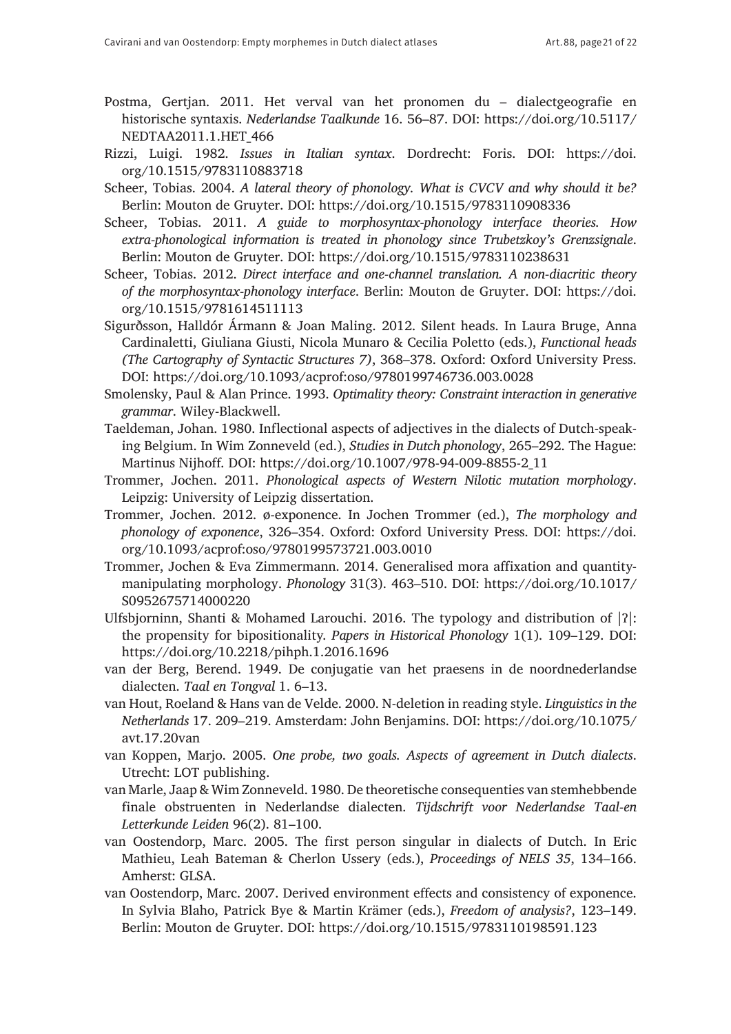Postma, Gertjan. 2011. Het verval van het pronomen du – dialectgeografie en historische syntaxis. *Nederlandse Taalkunde* 16. 56–87. DOI: https://doi.org/10.5117/NEDTAA2011.1.HET_466

Rizzi, Luigi. 1982. *Issues in Italian syntax*. Dordrecht: Foris. DOI: https://doi.org/10.1515/9783110883718

Scheer, Tobias. 2004. *A lateral theory of phonology. What is CVCV and why should it be?* Berlin: Mouton de Gruyter. DOI: https://doi.org/10.1515/9783110908336

Scheer, Tobias. 2011. *A guide to morphosyntax-phonology interface theories. How extra-phonological information is treated in phonology since Trubetzkoy's Grenzsignale*. Berlin: Mouton de Gruyter. DOI: https://doi.org/10.1515/9783110238631

Scheer, Tobias. 2012. *Direct interface and one-channel translation. A non-diacritic theory of the morphosyntax-phonology interface*. Berlin: Mouton de Gruyter. DOI: https://doi.org/10.1515/9781614511113

Sigurðsson, Halldór Ármann & Joan Maling. 2012. Silent heads. In Laura Bruge, Anna Cardinaletti, Giuliana Giusti, Nicola Munaro & Cecilia Poletto (eds.), *Functional heads (The Cartography of Syntactic Structures 7)*, 368–378. Oxford: Oxford University Press. DOI: https://doi.org/10.1093/acprof:oso/9780199746736.003.0028

Smolensky, Paul & Alan Prince. 1993. *Optimality theory: Constraint interaction in generative grammar*. Wiley-Blackwell.

Taeldeman, Johan. 1980. Inflectional aspects of adjectives in the dialects of Dutch-speaking Belgium. In Wim Zonneveld (ed.), *Studies in Dutch phonology*, 265–292. The Hague: Martinus Nijhoff. DOI: https://doi.org/10.1007/978-94-009-8855-2_11

Trommer, Jochen. 2011. *Phonological aspects of Western Nilotic mutation morphology*. Leipzig: University of Leipzig dissertation.

Trommer, Jochen. 2012. ø-exponence. In Jochen Trommer (ed.), *The morphology and phonology of exponence*, 326–354. Oxford: Oxford University Press. DOI: https://doi.org/10.1093/acprof:oso/9780199573721.003.0010

Trommer, Jochen & Eva Zimmermann. 2014. Generalised mora affixation and quantity-manipulating morphology. *Phonology* 31(3). 463–510. DOI: https://doi.org/10.1017/S0952675714000220

Ulfsbjorninn, Shanti & Mohamed Lahrouchi. 2016. The typology and distribution of |ʔ|: the propensity for bipositionality. *Papers in Historical Phonology* 1(1). 109–129. DOI: https://doi.org/10.2218/pihph.1.2016.1696

van der Berg, Berend. 1949. De conjugatie van het praesens in de noordnederlandse dialecten. *Taal en Tongval* 1. 6–13.

van Hout, Roeland & Hans van de Velde. 2000. N-deletion in reading style. *Linguistics in the Netherlands* 17. 209–219. Amsterdam: John Benjamins. DOI: https://doi.org/10.1075/avt.17.20van

van Koppen, Marjo. 2005. *One probe, two goals. Aspects of agreement in Dutch dialects*. Utrecht: LOT publishing.

van Marle, Jaap & Wim Zonneveld. 1980. De theoretische consequenties van stemhebbende finale obstruenten in Nederlandse dialecten. *Tijdschrift voor Nederlandse Taal-en Letterkunde Leiden* 96(2). 81–100.

van Oostendorp, Marc. 2005. The first person singular in dialects of Dutch. In Eric Mathieu, Leah Bateman & Cherlon Ussery (eds.), *Proceedings of NELS 35*, 134–166. Amherst: GLSA.

van Oostendorp, Marc. 2007. Derived environment effects and consistency of exponence. In Sylvia Blaho, Patrick Bye & Martin Krämer (eds.), *Freedom of analysis?*, 123–149. Berlin: Mouton de Gruyter. DOI: https://doi.org/10.1515/9783110198591.123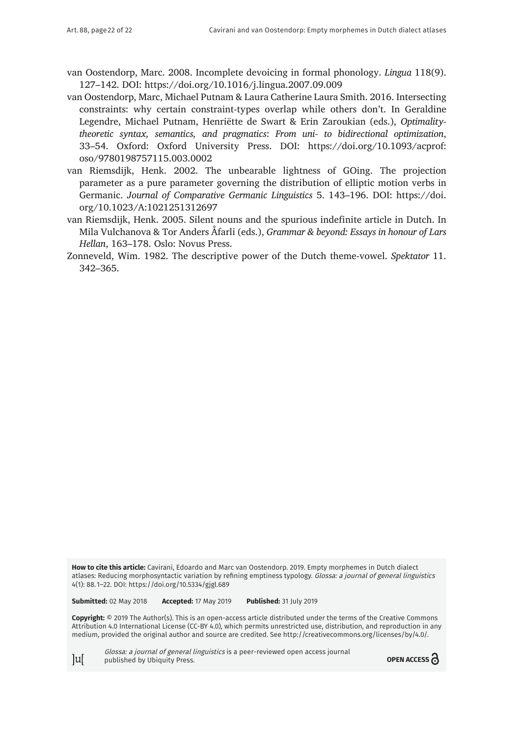van Oostendorp, Marc. 2008. Incomplete devoicing in formal phonology. *Lingua* 118(9). 127–142. DOI: https://doi.org/10.1016/j.lingua.2007.09.009

van Oostendorp, Marc, Michael Putnam & Laura Catherine Laura Smith. 2016. Intersecting constraints: why certain constraint-types overlap while others don't. In Geraldine Legendre, Michael Putnam, Henriëtte de Swart & Erin Zaroukian (eds.), *Optimality-theoretic syntax, semantics, and pragmatics: From uni- to bidirectional optimization*, 33–54. Oxford: Oxford University Press. DOI: https://doi.org/10.1093/acprof:oso/9780198757115.003.0002

van Riemsdijk, Henk. 2002. The unbearable lightness of GOing. The projection parameter as a pure parameter governing the distribution of elliptic motion verbs in Germanic. *Journal of Comparative Germanic Linguistics* 5. 143–196. DOI: https://doi.org/10.1023/A:1021251312697

van Riemsdijk, Henk. 2005. Silent nouns and the spurious indefinite article in Dutch. In Mila Vulchanova & Tor Anders Åfarli (eds.), *Grammar & beyond: Essays in honour of Lars Hellan*, 163–178. Oslo: Novus Press.

Zonneveld, Wim. 1982. The descriptive power of the Dutch theme-vowel. *Spektator* 11. 342–365.

**How to cite this article:** Cavirani, Edoardo and Marc van Oostendorp. 2019. Empty morphemes in Dutch dialect atlases: Reducing morphosyntactic variation by refining emptiness typology. *Glossa: a journal of general linguistics* 4(1): 88.1–22. DOI: https://doi.org/10.5334/gjgl.689

**Submitted:** 02 May 2018 **Accepted:** 17 May 2019 **Published:** 31 July 2019

**Copyright:** © 2019 The Author(s). This is an open-access article distributed under the terms of the Creative Commons Attribution 4.0 International License (CC-BY 4.0), which permits unrestricted use, distribution, and reproduction in any medium, provided the original author and source are credited. See http://creativecommons.org/licenses/by/4.0/.

*Glossa: a journal of general linguistics* is a peer-reviewed open access journal published by Ubiquity Press.

OPEN ACCESS